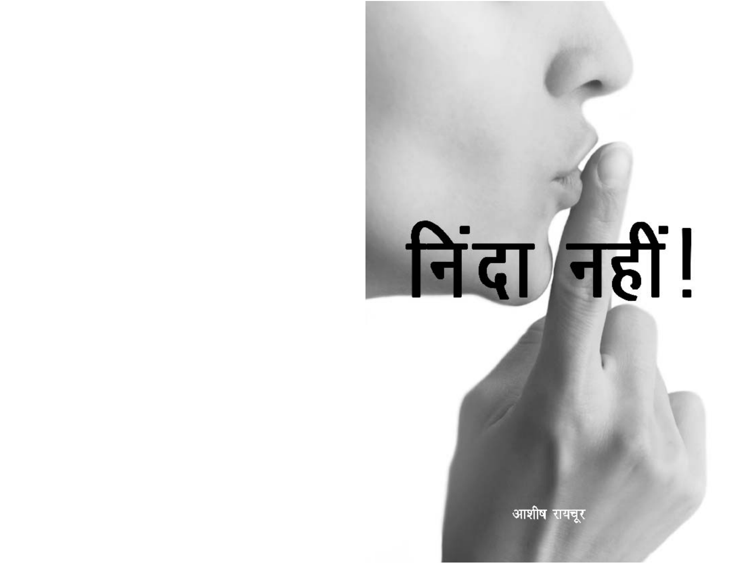# निंदा नहीं!

आशीष रायचूर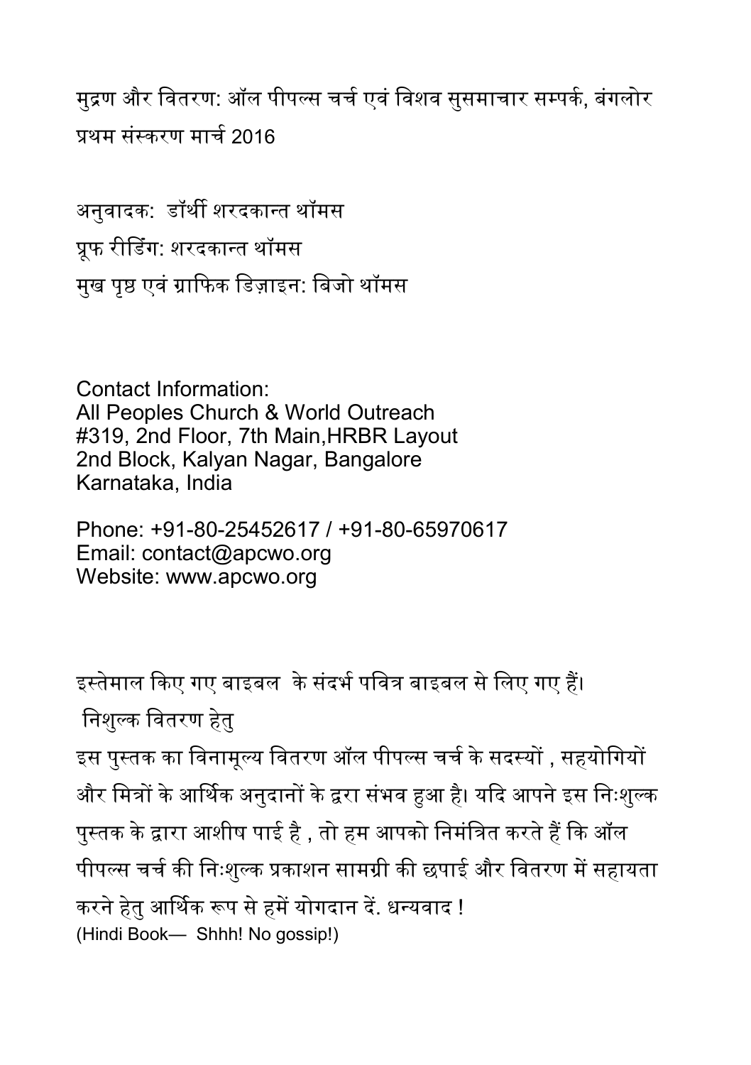मुद्रण और वितरण: ऑल पीपल्स चर्च एवं विशव सुसमाचार सम्पर्क, बंगलोर
प्रथम संस्करण मार्च 2016

अनुवादक: डॉर्थी शरदकान्त थॉमस
प्रूफ रीडिंग: शरदकान्त थॉमस
मुख पृष्ठ एवं ग्राफिक डिज़ाइन: बिजो थॉमस

Contact Information:
All Peoples Church & World Outreach
#319, 2nd Floor, 7th Main,HRBR Layout
2nd Block, Kalyan Nagar, Bangalore
Karnataka, India

Phone: +91-80-25452617 / +91-80-65970617
Email: contact@apcwo.org
Website: www.apcwo.org

इस्तेमाल किए गए बाइबल के संदर्भ पवित्र बाइबल से लिए गए हैं।

निशुल्क वितरण हेतु

इस पुस्तक का विनामूल्य वितरण ऑल पीपल्स चर्च के सदस्यों , सहयोगियों और मित्रों के आर्थिक अनुदानों के द्वारा संभव हुआ है। यदि आपने इस निःशुल्क पुस्तक के द्वारा आशीष पाई है , तो हम आपको निमंत्रित करते हैं कि ऑल पीपल्स चर्च की निःशुल्क प्रकाशन सामग्री की छपाई और वितरण में सहायता करने हेतु आर्थिक रूप से हमें योगदान दें. धन्यवाद !

(Hindi Book— Shhh! No gossip!)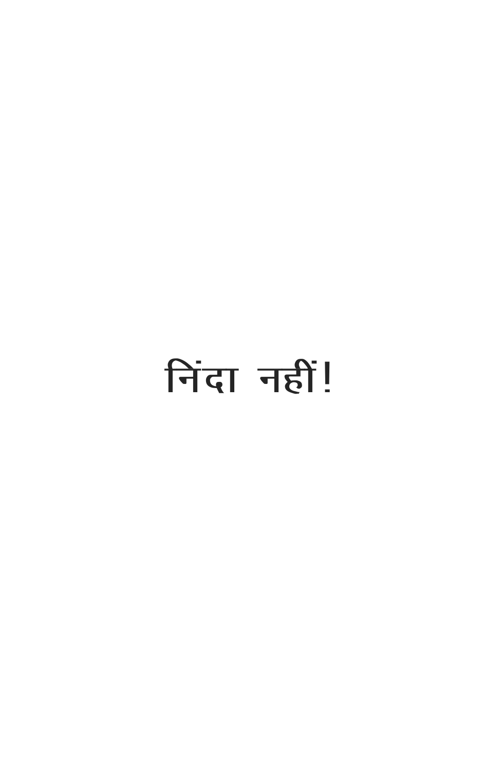# निंदा नहीं!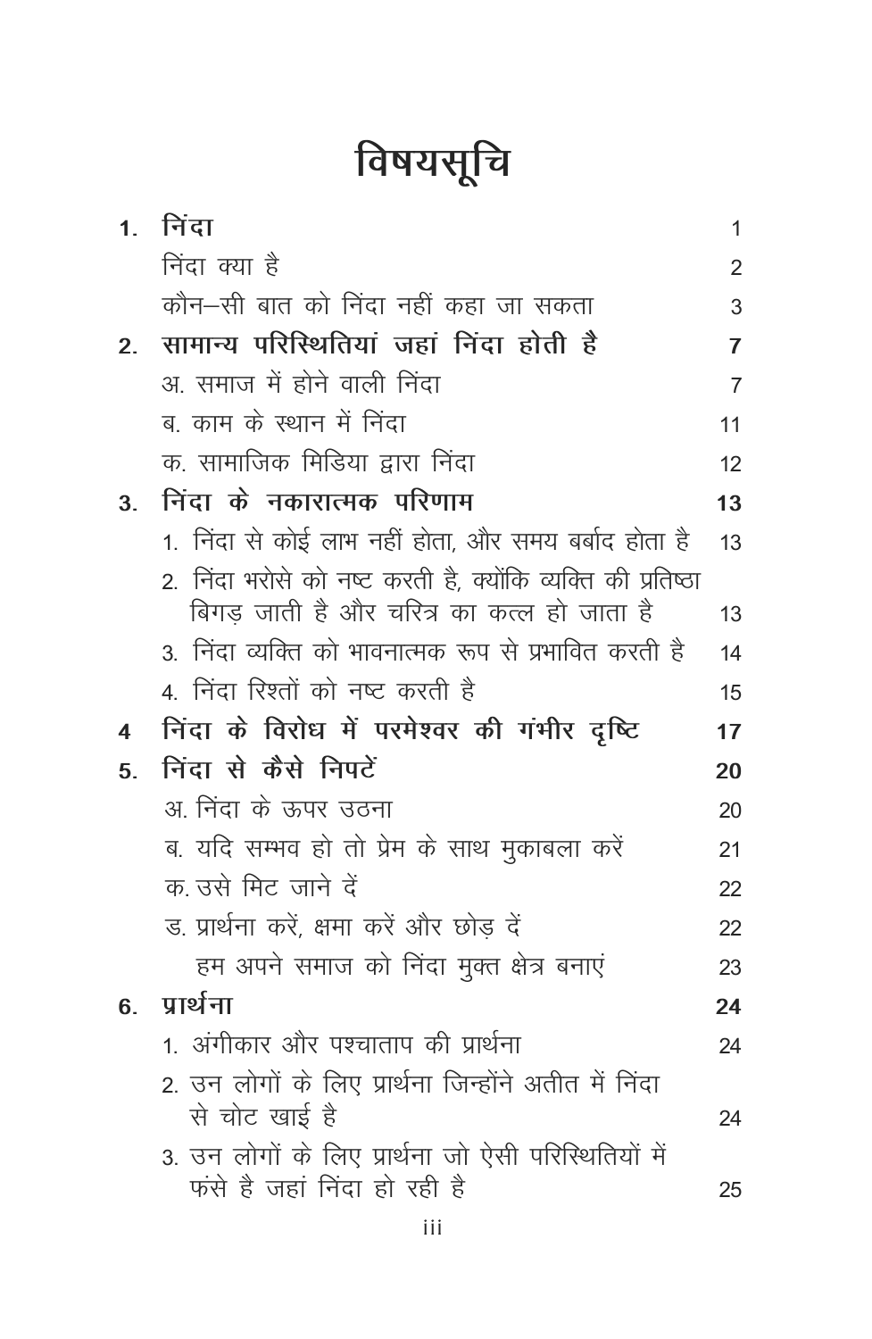# विषयसूचि

| | | |
|---|---|---|
| **1.** | **निंदा** | 1 |
| | निंदा क्या है | 2 |
| | कौन–सी बात को निंदा नहीं कहा जा सकता | 3 |
| **2.** | **सामान्य परिस्थितियां जहां निंदा होती है** | **7** |
| | अ. समाज में होने वाली निंदा | 7 |
| | ब. काम के स्थान में निंदा | 11 |
| | क. सामाजिक मिडिया द्वारा निंदा | 12 |
| **3.** | **निंदा के नकारात्मक परिणाम** | **13** |
| | 1. निंदा से कोई लाभ नहीं होता, और समय बर्बाद होता है | 13 |
| | 2. निंदा भरोसे को नष्ट करती है, क्योंकि व्यक्ति की प्रतिष्ठा बिगड़ जाती है और चरित्र का कत्ल हो जाता है | 13 |
| | 3. निंदा व्यक्ति को भावनात्मक रूप से प्रभावित करती है | 14 |
| | 4. निंदा रिश्तों को नष्ट करती है | 15 |
| **4** | **निंदा के विरोध में परमेश्वर की गंभीर दृष्टि** | **17** |
| **5.** | **निंदा से कैसे निपटें** | **20** |
| | अ. निंदा के ऊपर उठना | 20 |
| | ब. यदि सम्भव हो तो प्रेम के साथ मुकाबला करें | 21 |
| | क. उसे मिट जाने दें | 22 |
| | ड. प्रार्थना करें, क्षमा करें और छोड़ दें | 22 |
| | हम अपने समाज को निंदा मुक्त क्षेत्र बनाएं | 23 |
| **6.** | **प्रार्थना** | **24** |
| | 1. अंगीकार और पश्चाताप की प्रार्थना | 24 |
| | 2. उन लोगों के लिए प्रार्थना जिन्होंने अतीत में निंदा से चोट खाई है | 24 |
| | 3. उन लोगों के लिए प्रार्थना जो ऐसी परिस्थितियों में फंसे है जहां निंदा हो रही है | 25 |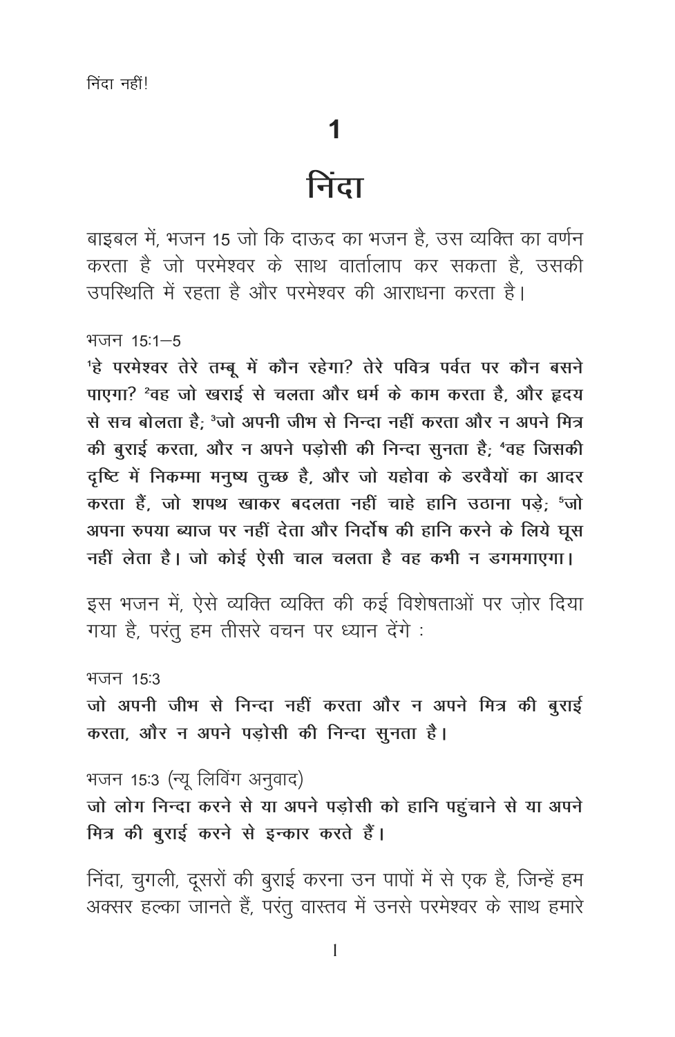# 1

# निंदा

बाइबल में, भजन 15 जो कि दाऊद का भजन है, उस व्यक्ति का वर्णन करता है जो परमेश्वर के साथ वार्तालाप कर सकता है, उसकी उपस्थिति में रहता है और परमेश्वर की आराधना करता है।

भजन 15:1–5

**[1]हे परमेश्वर तेरे तम्बू में कौन रहेगा? तेरे पवित्र पर्वत पर कौन बसने पाएगा? [2]वह जो खराई से चलता और धर्म के काम करता है, और हृदय से सच बोलता है; [3]जो अपनी जीभ से निन्दा नहीं करता और न अपने मित्र की बुराई करता, और न अपने पड़ोसी की निन्दा सुनता है; [4]वह जिसकी दृष्टि में निकम्मा मनुष्य तुच्छ है, और जो यहोवा के डरवैयों का आदर करता हैं, जो शपथ खाकर बदलता नहीं चाहे हानि उठाना पड़े; [5]जो अपना रुपया ब्याज पर नहीं देता और निर्दोष की हानि करने के लिये घूस नहीं लेता है। जो कोई ऐसी चाल चलता है वह कभी न डगमगाएगा।**

इस भजन में, ऐसे व्यक्ति व्यक्ति की कई विशेषताओं पर ज़ोर दिया गया है, परंतु हम तीसरे वचन पर ध्यान देंगे :

भजन 15:3

**जो अपनी जीभ से निन्दा नहीं करता और न अपने मित्र की बुराई करता, और न अपने पड़ोसी की निन्दा सुनता है।**

भजन 15:3 (न्यू लिविंग अनुवाद)

**जो लोग निन्दा करने से या अपने पड़ोसी को हानि पहुंचाने से या अपने मित्र की बुराई करने से इन्कार करते हैं।**

निंदा, चुगली, दूसरों की बुराई करना उन पापों में से एक है, जिन्हें हम अक्सर हल्का जानते हैं, परंतु वास्तव में उनसे परमेश्वर के साथ हमारे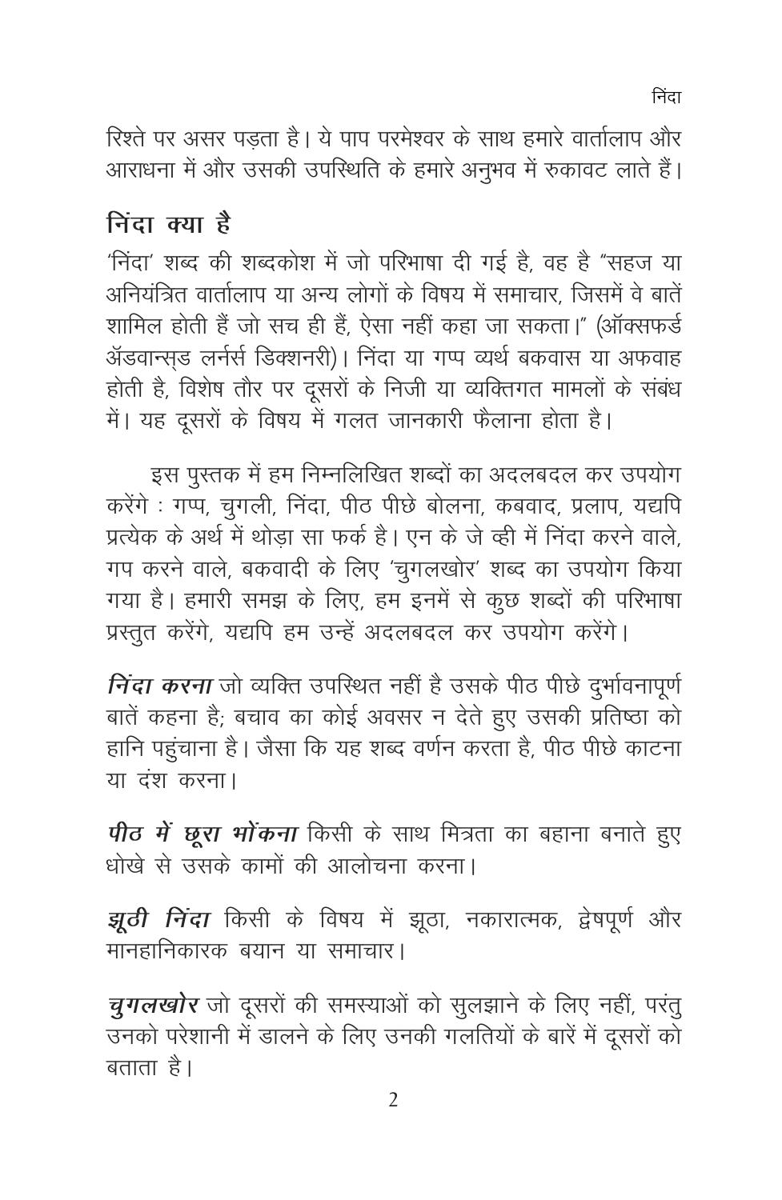रिश्ते पर असर पड़ता है। ये पाप परमेश्वर के साथ हमारे वार्तालाप और आराधना में और उसकी उपस्थिति के हमारे अनुभव में रुकावट लाते हैं।

## निंदा क्या है

'निंदा' शब्द की शब्दकोश में जो परिभाषा दी गई है, वह है "सहज या अनियंत्रित वार्तालाप या अन्य लोगों के विषय में समाचार, जिसमें वे बातें शामिल होती हैं जो सच ही हैं, ऐसा नहीं कहा जा सकता।" (ऑक्सफर्ड ॲडवान्स्ड लर्नर्स डिक्शनरी)। निंदा या गप्प व्यर्थ बकवास या अफवाह होती है, विशेष तौर पर दूसरों के निजी या व्यक्तिगत मामलों के संबंध में। यह दूसरों के विषय में गलत जानकारी फैलाना होता है।

इस पुस्तक में हम निम्नलिखित शब्दों का अदलबदल कर उपयोग करेंगे : गप्प, चुगली, निंदा, पीठ पीछे बोलना, कबवाद, प्रलाप, यद्यपि प्रत्येक के अर्थ में थोड़ा सा फर्क है। एन के जे व्ही में निंदा करने वाले, गप करने वाले, बकवादी के लिए 'चुगलखोर' शब्द का उपयोग किया गया है। हमारी समझ के लिए, हम इनमें से कुछ शब्दों की परिभाषा प्रस्तुत करेंगे, यद्यपि हम उन्हें अदलबदल कर उपयोग करेंगे।

***निंदा करना*** जो व्यक्ति उपस्थित नहीं है उसके पीठ पीछे दुर्भावनापूर्ण बातें कहना है; बचाव का कोई अवसर न देते हुए उसकी प्रतिष्ठा को हानि पहुंचाना है। जैसा कि यह शब्द वर्णन करता है, पीठ पीछे काटना या दंश करना।

***पीठ में छूरा भोंकना*** किसी के साथ मित्रता का बहाना बनाते हुए धोखे से उसके कामों की आलोचना करना।

***झूठी निंदा*** किसी के विषय में झूठा, नकारात्मक, द्वेषपूर्ण और मानहानिकारक बयान या समाचार।

***चुगलखोर*** जो दूसरों की समस्याओं को सुलझाने के लिए नहीं, परंतु उनको परेशानी में डालने के लिए उनकी गलतियों के बारें में दूसरों को बताता है।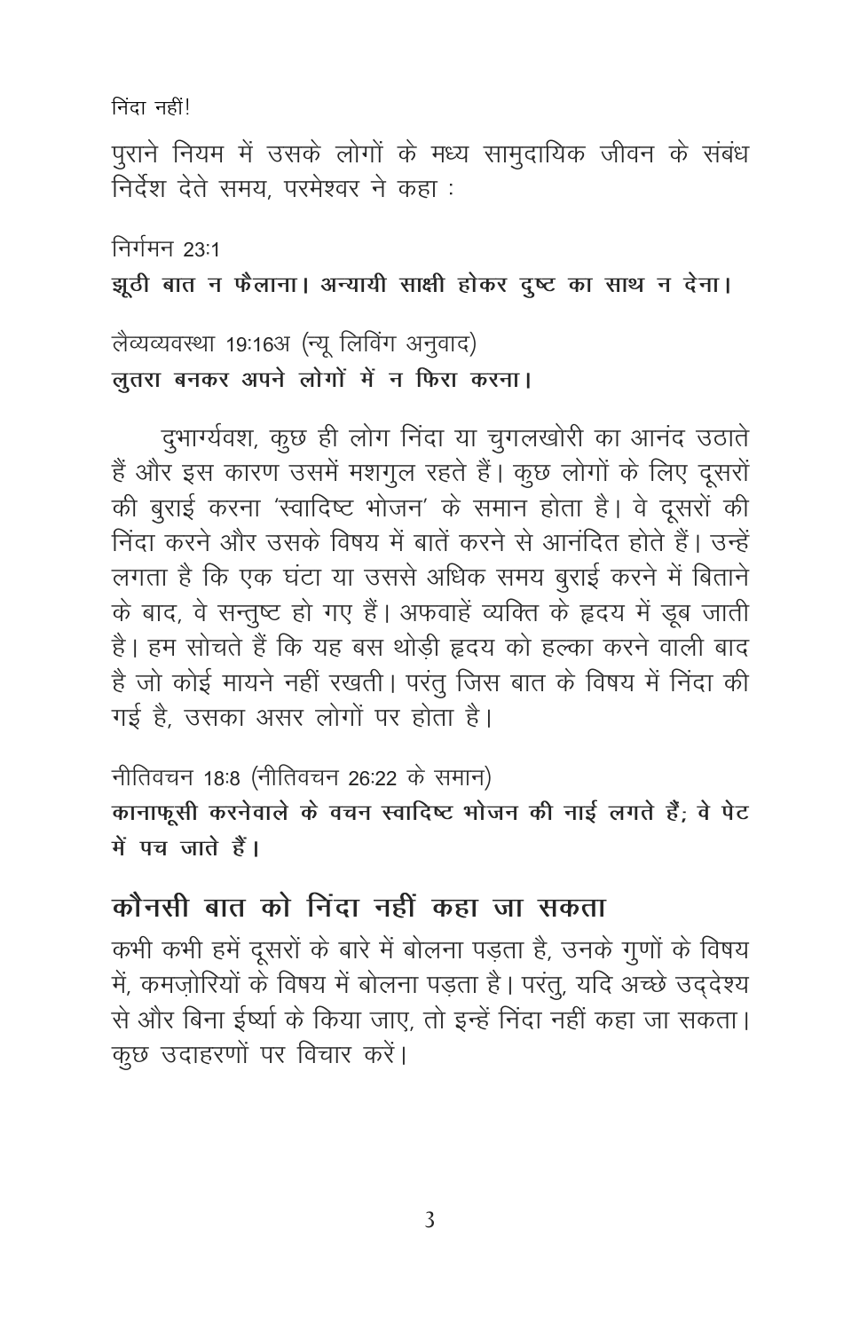निंदा नहीं!

पुराने नियम में उसके लोगों के मध्य सामुदायिक जीवन के संबंध निर्देश देते समय, परमेश्वर ने कहा :

निर्गमन 23:1
**झूठी बात न फैलाना। अन्यायी साक्षी होकर दुष्ट का साथ न देना।**

लैव्यव्यवस्था 19:16अ (न्यू लिविंग अनुवाद)
**लुतरा बनकर अपने लोगों में न फिरा करना।**

दुभार्ग्यवश, कुछ ही लोग निंदा या चुगलखोरी का आनंद उठाते हैं और इस कारण उसमें मशगुल रहते हैं। कुछ लोगों के लिए दूसरों की बुराई करना 'स्वादिष्ट भोजन' के समान होता है। वे दूसरों की निंदा करने और उसके विषय में बातें करने से आनंदित होते हैं। उन्हें लगता है कि एक घंटा या उससे अधिक समय बुराई करने में बिताने के बाद, वे सन्तुष्ट हो गए हैं। अफवाहें व्यक्ति के हृदय में डूब जाती है। हम सोचते हैं कि यह बस थोड़ी हृदय को हल्का करने वाली बाद है जो कोई मायने नहीं रखती। परंतु जिस बात के विषय में निंदा की गई है, उसका असर लोगों पर होता है।

नीतिवचन 18:8 (नीतिवचन 26:22 के समान)
**कानाफूसी करनेवाले के वचन स्वादिष्ट भोजन की नाई लगते हैं; वे पेट में पच जाते हैं।**

## कौनसी बात को निंदा नहीं कहा जा सकता

कभी कभी हमें दूसरों के बारे में बोलना पड़ता है, उनके गुणों के विषय में, कमज़ोरियों के विषय में बोलना पड़ता है। परंतु, यदि अच्छे उद्देश्य से और बिना ईर्ष्या के किया जाए, तो इन्हें निंदा नहीं कहा जा सकता। कुछ उदाहरणों पर विचार करें।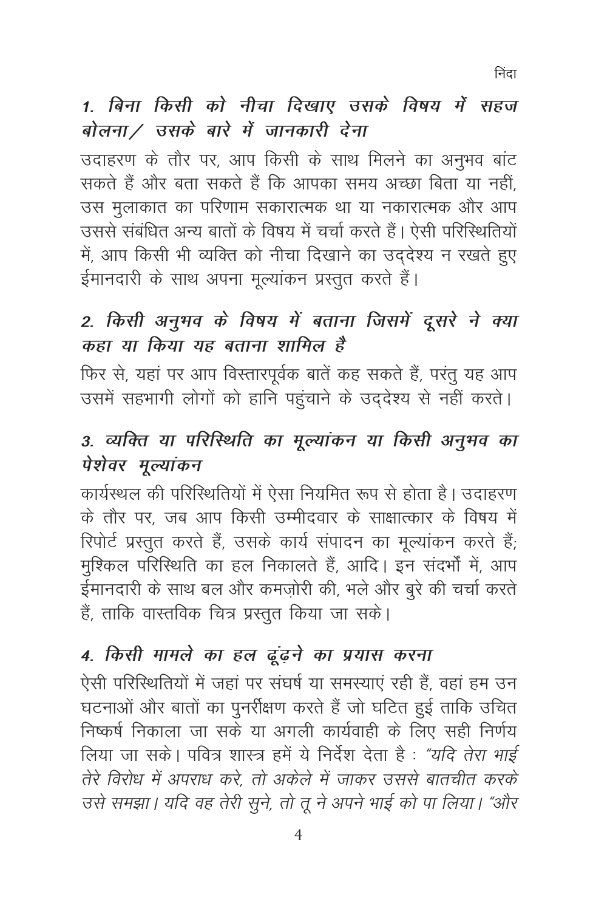## *1. बिना किसी को नीचा दिखाए उसके विषय में सहज बोलना/ उसके बारे में जानकारी देना*

उदाहरण के तौर पर, आप किसी के साथ मिलने का अनुभव बांट सकते हैं और बता सकते हैं कि आपका समय अच्छा बिता या नहीं, उस मुलाकात का परिणाम सकारात्मक था या नकारात्मक और आप उससे संबंधित अन्य बातों के विषय में चर्चा करते हैं। ऐसी परिस्थितियों में, आप किसी भी व्यक्ति को नीचा दिखाने का उद्देश्य न रखते हुए ईमानदारी के साथ अपना मूल्यांकन प्रस्तुत करते हैं।

## *2. किसी अनुभव के विषय में बताना जिसमें दूसरे ने क्या कहा या किया यह बताना शामिल है*

फिर से, यहां पर आप विस्तारपूर्वक बातें कह सकते हैं, परंतु यह आप उसमें सहभागी लोगों को हानि पहुंचाने के उद्देश्य से नहीं करते।

## *3. व्यक्ति या परिस्थिति का मूल्यांकन या किसी अनुभव का पेशेवर मूल्यांकन*

कार्यस्थल की परिस्थितियों में ऐसा नियमित रूप से होता है। उदाहरण के तौर पर, जब आप किसी उम्मीदवार के साक्षात्कार के विषय में रिपोर्ट प्रस्तुत करते हैं, उसके कार्य संपादन का मूल्यांकन करते हैं; मुश्किल परिस्थिति का हल निकालते हैं, आदि। इन संदर्भों में, आप ईमानदारी के साथ बल और कमज़ोरी की, भले और बुरे की चर्चा करते हैं, ताकि वास्तविक चित्र प्रस्तुत किया जा सके।

## *4. किसी मामले का हल ढूंढ़ने का प्रयास करना*

ऐसी परिस्थितियों में जहां पर संघर्ष या समस्याएं रही हैं, वहां हम उन घटनाओं और बातों का पुनर्रीक्षण करते हैं जो घटित हुई ताकि उचित निष्कर्ष निकाला जा सके या अगली कार्यवाही के लिए सही निर्णय लिया जा सके। पवित्र शास्त्र हमें ये निर्देश देता है : *"यदि तेरा भाई तेरे विरोध में अपराध करे, तो अकेले में जाकर उससे बातचीत करके उसे समझा। यदि वह तेरी सुने, तो तू ने अपने भाई को पा लिया। "और*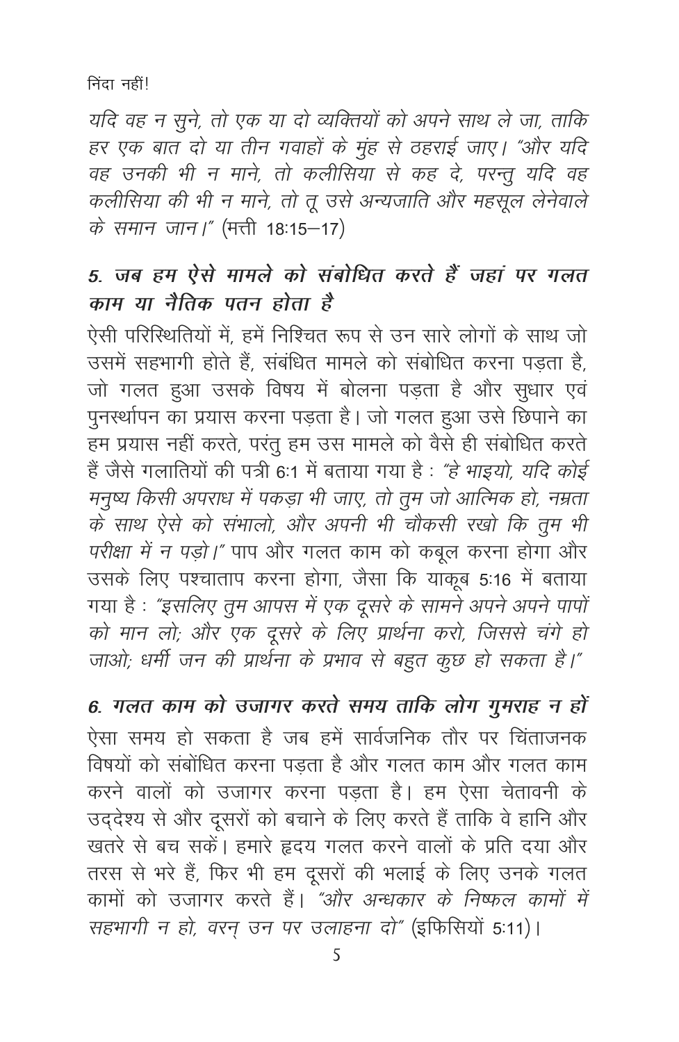*यदि वह न सुने, तो एक या दो व्यक्तियों को अपने साथ ले जा, ताकि हर एक बात दो या तीन गवाहों के मुंह से ठहराई जाए। "और यदि वह उनकी भी न माने, तो कलीसिया से कह दे, परन्तु यदि वह कलीसिया की भी न माने, तो तू उसे अन्यजाति और महसूल लेनेवाले के समान जान।"* (मत्ती 18:15—17)

### *5. जब हम ऐसे मामले को संबोधित करते हैं जहां पर गलत काम या नैतिक पतन होता है*

ऐसी परिस्थितियों में, हमें निश्चित रूप से उन सारे लोगों के साथ जो उसमें सहभागी होते हैं, संबंधित मामले को संबोधित करना पड़ता है, जो गलत हुआ उसके विषय में बोलना पड़ता है और सुधार एवं पुनर्स्थापन का प्रयास करना पड़ता है। जो गलत हुआ उसे छिपाने का हम प्रयास नहीं करते, परंतु हम उस मामले को वैसे ही संबोधित करते हैं जैसे गलातियों की पत्री 6:1 में बताया गया है : *"हे भाइयो, यदि कोई मनुष्य किसी अपराध में पकड़ा भी जाए, तो तुम जो आत्मिक हो, नम्रता के साथ ऐसे को संभालो, और अपनी भी चौकसी रखो कि तुम भी परीक्षा में न पड़ो।"* पाप और गलत काम को कबूल करना होगा और उसके लिए पश्चाताप करना होगा, जैसा कि याकूब 5:16 में बताया गया है : *"इसलिए तुम आपस में एक दूसरे के सामने अपने अपने पापों को मान लो; और एक दूसरे के लिए प्रार्थना करो, जिससे चंगे हो जाओ; धर्मी जन की प्रार्थना के प्रभाव से बहुत कुछ हो सकता है।"*

### *6. गलत काम को उजागर करते समय ताकि लोग गुमराह न हों*

ऐसा समय हो सकता है जब हमें सार्वजनिक तौर पर चिंताजनक विषयों को संबोंधित करना पड़ता है और गलत काम और गलत काम करने वालों को उजागर करना पड़ता है। हम ऐसा चेतावनी के उद्देश्य से और दूसरों को बचाने के लिए करते हैं ताकि वे हानि और खतरे से बच सकें। हमारे हृदय गलत करने वालों के प्रति दया और तरस से भरे हैं, फिर भी हम दूसरों की भलाई के लिए उनके गलत कामों को उजागर करते हैं। *"और अन्धकार के निष्फल कामों में सहभागी न हो, वरन् उन पर उलाहना दो"* (इफिसियों 5:11)।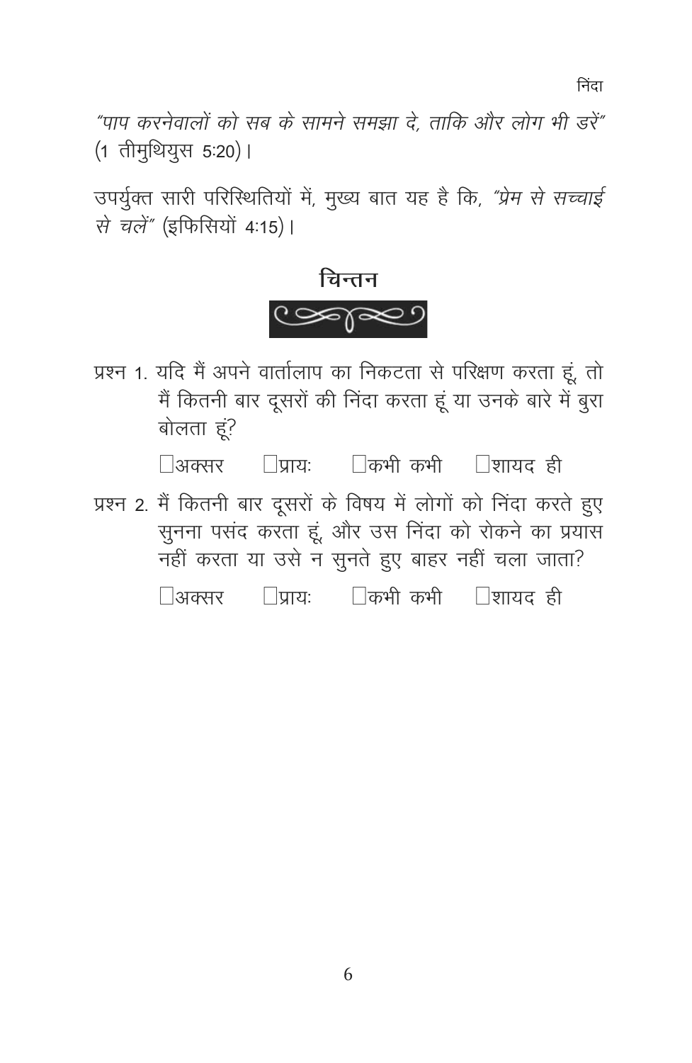*"पाप करनेवालों को सब के सामने समझा दे, ताकि और लोग भी डरें"* (1 तीमुथियुस 5:20)।

उपर्युक्त सारी परिस्थितियों में, मुख्य बात यह है कि, *"प्रेम से सच्चाई से चलें"* (इफिसियों 4:15)।

## चिन्तन

प्रश्न 1. यदि मैं अपने वार्तालाप का निकटता से परिक्षण करता हूं, तो मैं कितनी बार दूसरों की निंदा करता हूं या उनके बारे में बुरा बोलता हूं?

☐अक्सर ☐प्रायः ☐कभी कभी ☐शायद ही

प्रश्न 2. मैं कितनी बार दूसरों के विषय में लोगों को निंदा करते हुए सुनना पसंद करता हूं, और उस निंदा को रोकने का प्रयास नहीं करता या उसे न सुनते हुए बाहर नहीं चला जाता?

☐अक्सर ☐प्रायः ☐कभी कभी ☐शायद ही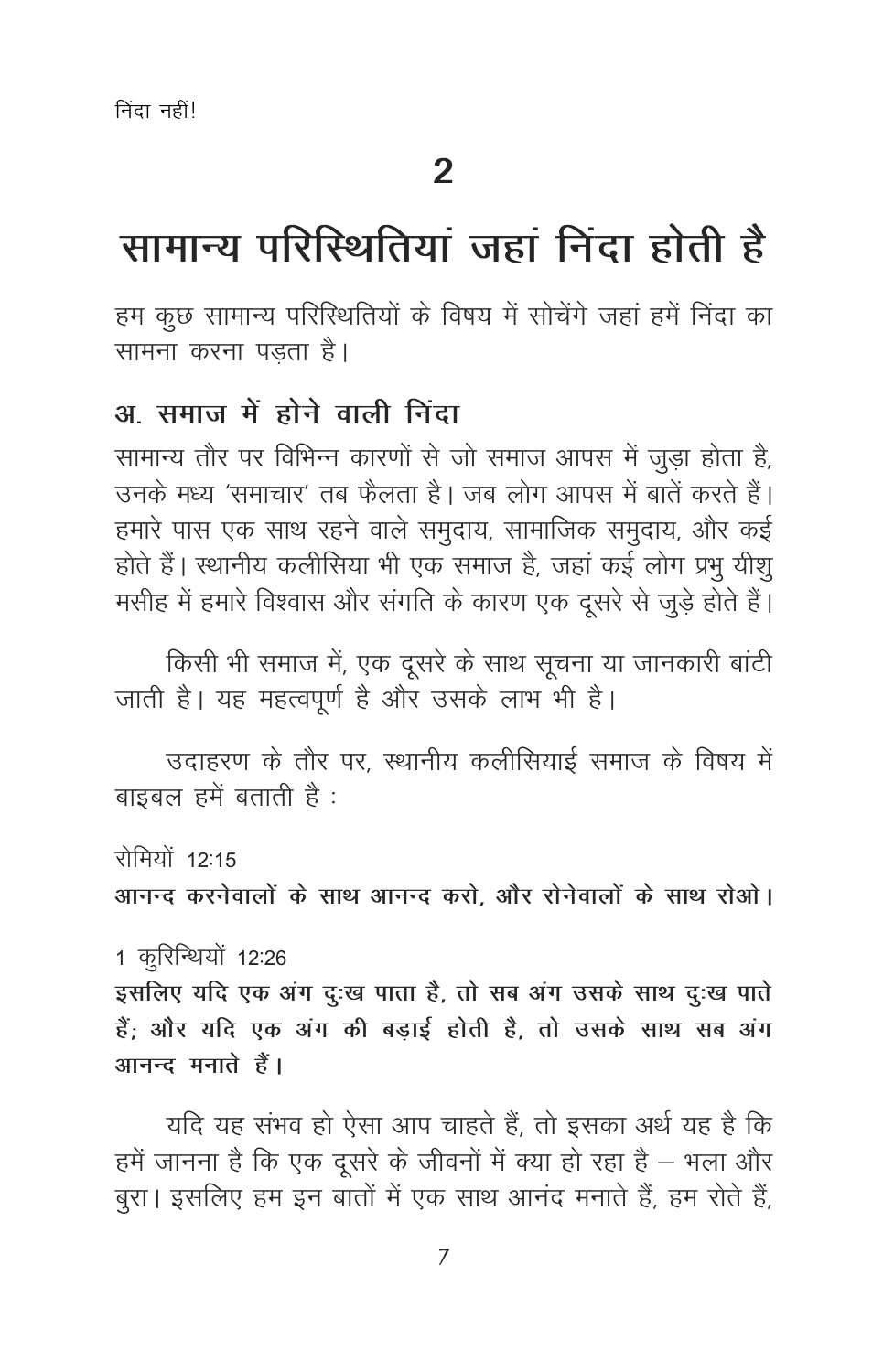# 2

# सामान्य परिस्थितियां जहां निंदा होती है

हम कुछ सामान्य परिस्थितियों के विषय में सोचेंगे जहां हमें निंदा का सामना करना पड़ता है।

## अ. समाज में होने वाली निंदा

सामान्य तौर पर विभिन्न कारणों से जो समाज आपस में जुड़ा होता है, उनके मध्य 'समाचार' तब फैलता है। जब लोग आपस में बातें करते हैं। हमारे पास एक साथ रहने वाले समुदाय, सामाजिक समुदाय, और कई होते हैं। स्थानीय कलीसिया भी एक समाज है, जहां कई लोग प्रभु यीशु मसीह में हमारे विश्वास और संगति के कारण एक दूसरे से जुड़े होते हैं।

किसी भी समाज में, एक दूसरे के साथ सूचना या जानकारी बांटी जाती है। यह महत्वपूर्ण है और उसके लाभ भी है।

उदाहरण के तौर पर, स्थानीय कलीसियाई समाज के विषय में बाइबल हमें बताती है :

रोमियों 12:15
**आनन्द करनेवालों के साथ आनन्द करो, और रोनेवालों के साथ रोओ।**

1 कुरिन्थियों 12:26
**इसलिए यदि एक अंग दुःख पाता है, तो सब अंग उसके साथ दुःख पाते हैं; और यदि एक अंग की बड़ाई होती है, तो उसके साथ सब अंग आनन्द मनाते हैं।**

यदि यह संभव हो ऐसा आप चाहते हैं, तो इसका अर्थ यह है कि हमें जानना है कि एक दूसरे के जीवनों में क्या हो रहा है – भला और बुरा। इसलिए हम इन बातों में एक साथ आनंद मनाते हैं, हम रोते हैं,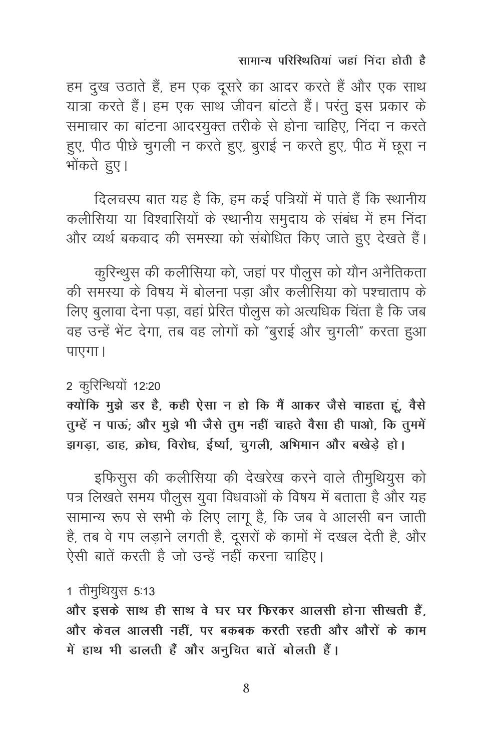हम दुख उठाते हैं, हम एक दूसरे का आदर करते हैं और एक साथ यात्रा करते हैं। हम एक साथ जीवन बांटते हैं। परंतु इस प्रकार के समाचार का बांटना आदरयुक्त तरीके से होना चाहिए, निंदा न करते हुए, पीठ पीछे चुगली न करते हुए, बुराई न करते हुए, पीठ में छूरा न भोंकते हुए।

दिलचस्प बात यह है कि, हम कई पत्रियों में पाते हैं कि स्थानीय कलीसिया या विश्वासियों के स्थानीय समुदाय के संबंध में हम निंदा और व्यर्थ बकवाद की समस्या को संबोधित किए जाते हुए देखते हैं।

कुरिन्थुस की कलीसिया को, जहां पर पौलुस को यौन अनैतिकता की समस्या के विषय में बोलना पड़ा और कलीसिया को पश्चाताप के लिए बुलावा देना पड़ा, वहां प्रेरित पौलुस को अत्यधिक चिंता है कि जब वह उन्हें भेंट देगा, तब वह लोगों को "बुराई और चुगली" करता हुआ पाएगा।

2 कुरिन्थियों 12:20

**क्योंकि मुझे डर है, कही ऐसा न हो कि मैं आकर जैसे चाहता हूं, वैसे तुम्हें न पाऊं; और मुझे भी जैसे तुम नहीं चाहते वैसा ही पाओ, कि तुममें झगड़ा, डाह, क्रोध, विरोध, ईर्ष्या, चुगली, अभिमान और बखेड़े हो।**

इफिसुस की कलीसिया की देखरेख करने वाले तीमुथियुस को पत्र लिखते समय पौलुस युवा विधवाओं के विषय में बताता है और यह सामान्य रूप से सभी के लिए लागू है, कि जब वे आलसी बन जाती है, तब वे गप लड़ाने लगती है, दूसरों के कामों में दखल देती है, और ऐसी बातें करती है जो उन्हें नहीं करना चाहिए।

1 तीमुथियुस 5:13

**और इसके साथ ही साथ वे घर घर फिरकर आलसी होना सीखती हैं, और केवल आलसी नहीं, पर बकबक करती रहती और औरों के काम में हाथ भी डालती हैं और अनुचित बातें बोलती हैं।**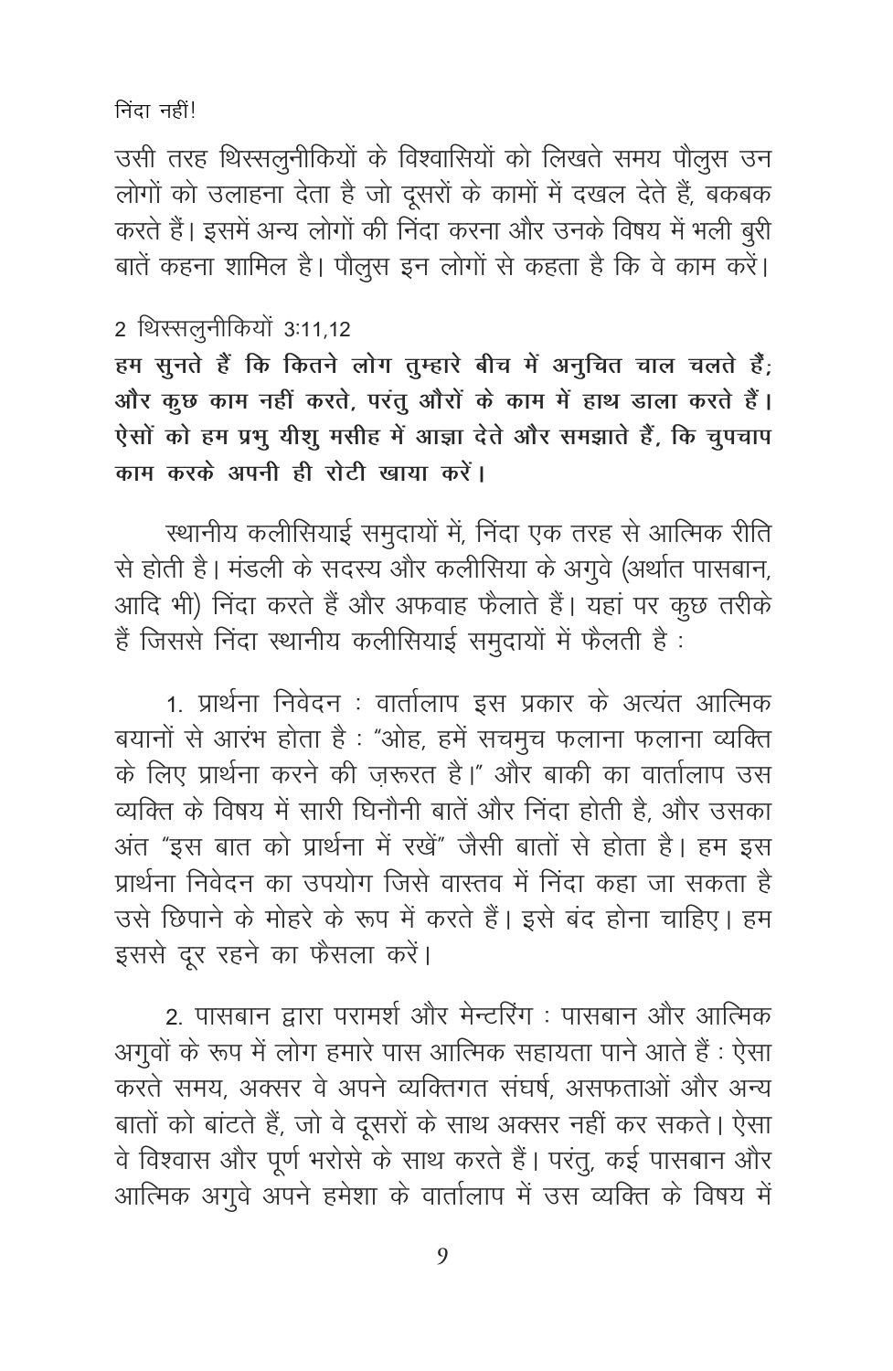निंदा नहीं!

उसी तरह थिस्सलुनीकियों के विश्वासियों को लिखते समय पौलुस उन लोगों को उलाहना देता है जो दूसरों के कामों में दखल देते हैं, बकबक करते हैं। इसमें अन्य लोगों की निंदा करना और उनके विषय में भली बुरी बातें कहना शामिल है। पौलुस इन लोगों से कहता है कि वे काम करें।

2 थिस्सलुनीकियों 3:11,12

**हम सुनते हैं कि कितने लोग तुम्हारे बीच में अनुचित चाल चलते हैं; और कुछ काम नहीं करते, परंतु औरों के काम में हाथ डाला करते हैं। ऐसों को हम प्रभु यीशु मसीह में आज्ञा देते और समझाते हैं, कि चुपचाप काम करके अपनी ही रोटी खाया करें।**

स्थानीय कलीसियाई समुदायों में, निंदा एक तरह से आत्मिक रीति से होती है। मंडली के सदस्य और कलीसिया के अगुवे (अर्थात पासबान, आदि भी) निंदा करते हैं और अफवाह फैलाते हैं। यहां पर कुछ तरीके हैं जिससे निंदा स्थानीय कलीसियाई समुदायों में फैलती है :

1. प्रार्थना निवेदन : वार्तालाप इस प्रकार के अत्यंत आत्मिक बयानों से आरंभ होता है : "ओह, हमें सचमुच फलाना फलाना व्यक्ति के लिए प्रार्थना करने की ज़रूरत है।" और बाकी का वार्तालाप उस व्यक्ति के विषय में सारी घिनौनी बातें और निंदा होती है, और उसका अंत "इस बात को प्रार्थना में रखें" जैसी बातों से होता है। हम इस प्रार्थना निवेदन का उपयोग जिसे वास्तव में निंदा कहा जा सकता है उसे छिपाने के मोहरे के रूप में करते हैं। इसे बंद होना चाहिए। हम इससे दूर रहने का फैसला करें।

2. पासबान द्वारा परामर्श और मेन्टरिंग : पासबान और आत्मिक अगुवों के रूप में लोग हमारे पास आत्मिक सहायता पाने आते हैं : ऐसा करते समय, अक्सर वे अपने व्यक्तिगत संघर्ष, असफताओं और अन्य बातों को बांटते हैं, जो वे दूसरों के साथ अक्सर नहीं कर सकते। ऐसा वे विश्वास और पूर्ण भरोसे के साथ करते हैं। परंतु, कई पासबान और आत्मिक अगुवे अपने हमेशा के वार्तालाप में उस व्यक्ति के विषय में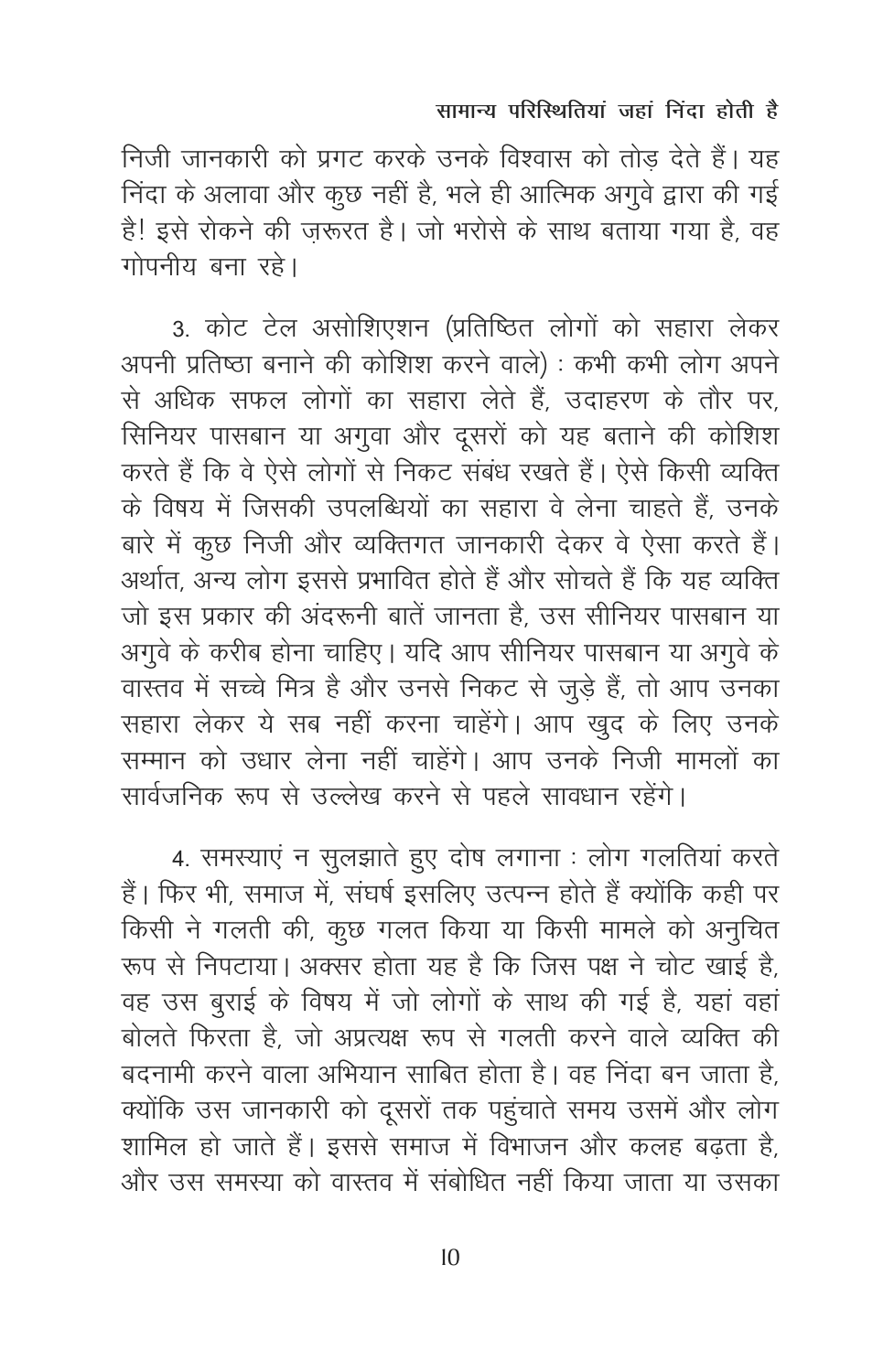निजी जानकारी को प्रगट करके उनके विश्वास को तोड़ देते हैं। यह निंदा के अलावा और कुछ नहीं है, भले ही आत्मिक अगुवे द्वारा की गई है! इसे रोकने की ज़रूरत है। जो भरोसे के साथ बताया गया है, वह गोपनीय बना रहे।

3. कोट टेल असोशिएशन (प्रतिष्ठित लोगों को सहारा लेकर अपनी प्रतिष्ठा बनाने की कोशिश करने वाले) : कभी कभी लोग अपने से अधिक सफल लोगों का सहारा लेते हैं, उदाहरण के तौर पर, सिनियर पासबान या अगुवा और दूसरों को यह बताने की कोशिश करते हैं कि वे ऐसे लोगों से निकट संबंध रखते हैं। ऐसे किसी व्यक्ति के विषय में जिसकी उपलब्धियों का सहारा वे लेना चाहते हैं, उनके बारे में कुछ निजी और व्यक्तिगत जानकारी देकर वे ऐसा करते हैं। अर्थात, अन्य लोग इससे प्रभावित होते हैं और सोचते हैं कि यह व्यक्ति जो इस प्रकार की अंदरूनी बातें जानता है, उस सीनियर पासबान या अगुवे के करीब होना चाहिए। यदि आप सीनियर पासबान या अगुवे के वास्तव में सच्चे मित्र है और उनसे निकट से जुड़े हैं, तो आप उनका सहारा लेकर ये सब नहीं करना चाहेंगे। आप खुद के लिए उनके सम्मान को उधार लेना नहीं चाहेंगे। आप उनके निजी मामलों का सार्वजनिक रूप से उल्लेख करने से पहले सावधान रहेंगे।

4. समस्याएं न सुलझाते हुए दोष लगाना : लोग गलतियां करते हैं। फिर भी, समाज में, संघर्ष इसलिए उत्पन्न होते हैं क्योंकि कही पर किसी ने गलती की, कुछ गलत किया या किसी मामले को अनुचित रूप से निपटाया। अक्सर होता यह है कि जिस पक्ष ने चोट खाई है, वह उस बुराई के विषय में जो लोगों के साथ की गई है, यहां वहां बोलते फिरता है, जो अप्रत्यक्ष रूप से गलती करने वाले व्यक्ति की बदनामी करने वाला अभियान साबित होता है। वह निंदा बन जाता है, क्योंकि उस जानकारी को दूसरों तक पहुंचाते समय उसमें और लोग शामिल हो जाते हैं। इससे समाज में विभाजन और कलह बढ़ता है, और उस समस्या को वास्तव में संबोधित नहीं किया जाता या उसका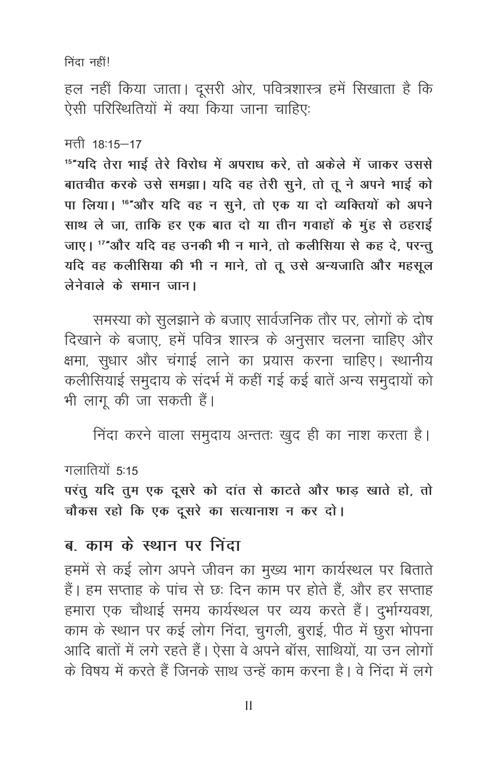हल नहीं किया जाता। दूसरी ओर, पवित्रशास्त्र हमें सिखाता है कि ऐसी परिस्थितियों में क्या किया जाना चाहिएः

मत्ती 18:15–17

**[15]"यदि तेरा भाई तेरे विरोध में अपराध करे, तो अकेले में जाकर उससे बातचीत करके उसे समझा। यदि वह तेरी सुने, तो तू ने अपने भाई को पा लिया। [16]"और यदि वह न सुने, तो एक या दो व्यक्तियों को अपने साथ ले जा, ताकि हर एक बात दो या तीन गवाहों के मुंह से ठहराई जाए। [17]"और यदि वह उनकी भी न माने, तो कलीसिया से कह दे, परन्तु यदि वह कलीसिया की भी न माने, तो तू उसे अन्यजाति और महसूल लेनेवाले के समान जान।**

समस्या को सुलझाने के बजाए सार्वजनिक तौर पर, लोगों के दोष दिखाने के बजाए, हमें पवित्र शास्त्र के अनुसार चलना चाहिए और क्षमा, सुधार और चंगाई लाने का प्रयास करना चाहिए। स्थानीय कलीसियाई समुदाय के संदर्भ में कहीं गई कई बातें अन्य समुदायों को भी लागू की जा सकती हैं।

निंदा करने वाला समुदाय अन्ततः खुद ही का नाश करता है।

गलातियों 5:15

**परंतु यदि तुम एक दूसरे को दांत से काटते और फाड़ खाते हो, तो चौकस रहो कि एक दूसरे का सत्यानाश न कर दो।**

## ब. काम के स्थान पर निंदा

हममें से कई लोग अपने जीवन का मुख्य भाग कार्यस्थल पर बिताते हैं। हम सप्ताह के पांच से छः दिन काम पर होते हैं, और हर सप्ताह हमारा एक चौथाई समय कार्यस्थल पर व्यय करते हैं। दुर्भाग्यवश, काम के स्थान पर कई लोग निंदा, चुगली, बुराई, पीठ में छुरा भोपना आदि बातों में लगे रहते हैं। ऐसा वे अपने बॉस, साथियों, या उन लोगों के विषय में करते हैं जिनके साथ उन्हें काम करना है। वे निंदा में लगे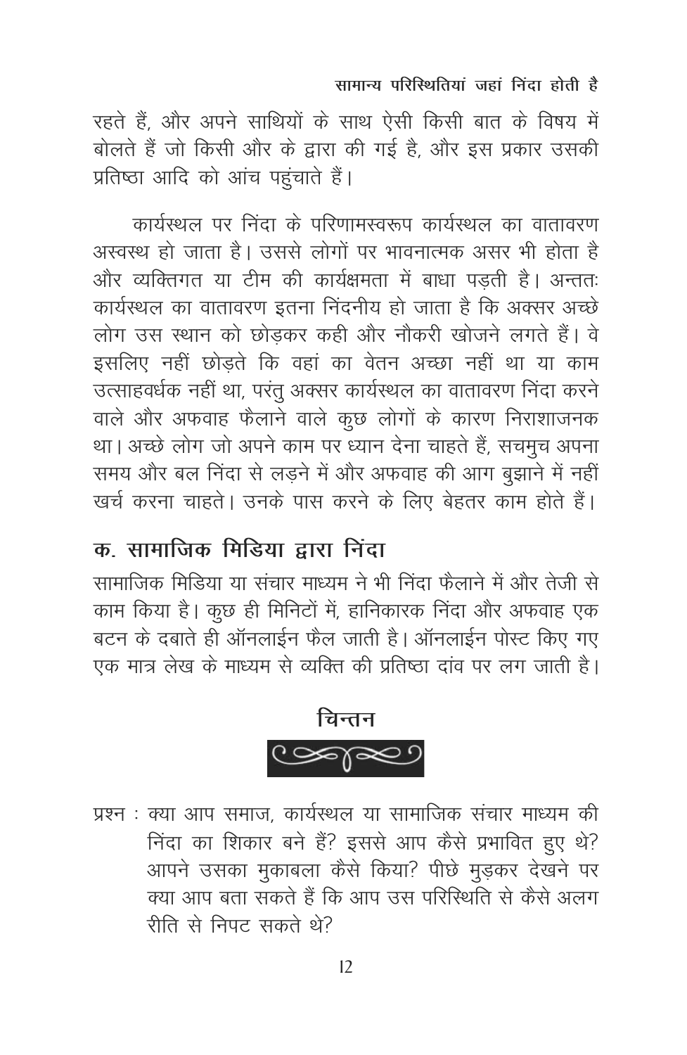रहते हैं, और अपने साथियों के साथ ऐसी किसी बात के विषय में बोलते हैं जो किसी और के द्वारा की गई है, और इस प्रकार उसकी प्रतिष्ठा आदि को आंच पहुंचाते हैं।

कार्यस्थल पर निंदा के परिणामस्वरूप कार्यस्थल का वातावरण अस्वस्थ हो जाता है। उससे लोगों पर भावनात्मक असर भी होता है और व्यक्तिगत या टीम की कार्यक्षमता में बाधा पड़ती है। अन्ततः कार्यस्थल का वातावरण इतना निंदनीय हो जाता है कि अक्सर अच्छे लोग उस स्थान को छोड़कर कही और नौकरी खोजने लगते हैं। वे इसलिए नहीं छोड़ते कि वहां का वेतन अच्छा नहीं था या काम उत्साहवर्धक नहीं था, परंतु अक्सर कार्यस्थल का वातावरण निंदा करने वाले और अफवाह फैलाने वाले कुछ लोगों के कारण निराशाजनक था। अच्छे लोग जो अपने काम पर ध्यान देना चाहते हैं, सचमुच अपना समय और बल निंदा से लड़ने में और अफवाह की आग बुझाने में नहीं खर्च करना चाहते। उनके पास करने के लिए बेहतर काम होते हैं।

## क. सामाजिक मिडिया द्वारा निंदा

सामाजिक मिडिया या संचार माध्यम ने भी निंदा फैलाने में और तेजी से काम किया है। कुछ ही मिनिटों में, हानिकारक निंदा और अफवाह एक बटन के दबाते ही ऑनलाईन फैल जाती है। ऑनलाईन पोस्ट किए गए एक मात्र लेख के माध्यम से व्यक्ति की प्रतिष्ठा दांव पर लग जाती है।

### चिन्तन

प्रश्न : क्या आप समाज, कार्यस्थल या सामाजिक संचार माध्यम की निंदा का शिकार बने हैं? इससे आप कैसे प्रभावित हुए थे? आपने उसका मुकाबला कैसे किया? पीछे मुड़कर देखने पर क्या आप बता सकते हैं कि आप उस परिस्थिति से कैसे अलग रीति से निपट सकते थे?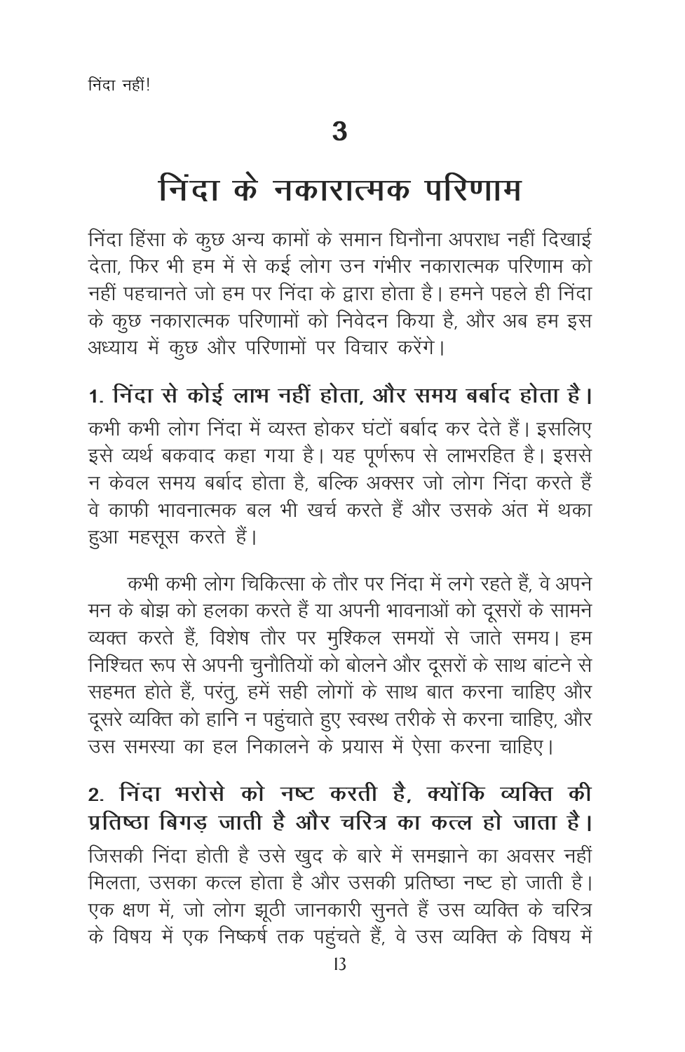# 3

# निंदा के नकारात्मक परिणाम

निंदा हिंसा के कुछ अन्य कामों के समान घिनौना अपराध नहीं दिखाई देता, फिर भी हम में से कई लोग उन गंभीर नकारात्मक परिणाम को नहीं पहचानते जो हम पर निंदा के द्वारा होता है। हमने पहले ही निंदा के कुछ नकारात्मक परिणामों को निवेदन किया है, और अब हम इस अध्याय में कुछ और परिणामों पर विचार करेंगे।

## 1. निंदा से कोई लाभ नहीं होता, और समय बर्बाद होता है।

कभी कभी लोग निंदा में व्यस्त होकर घंटों बर्बाद कर देते हैं। इसलिए इसे व्यर्थ बकवाद कहा गया है। यह पूर्णरूप से लाभरहित है। इससे न केवल समय बर्बाद होता है, बल्कि अक्सर जो लोग निंदा करते हैं वे काफी भावनात्मक बल भी खर्च करते हैं और उसके अंत में थका हुआ महसूस करते हैं।

कभी कभी लोग चिकित्सा के तौर पर निंदा में लगे रहते हैं, वे अपने मन के बोझ को हलका करते हैं या अपनी भावनाओं को दूसरों के सामने व्यक्त करते हैं, विशेष तौर पर मुश्किल समयों से जाते समय। हम निश्चित रूप से अपनी चुनौतियों को बोलने और दूसरों के साथ बांटने से सहमत होते हैं, परंतु, हमें सही लोगों के साथ बात करना चाहिए और दूसरे व्यक्ति को हानि न पहुंचाते हुए स्वस्थ तरीके से करना चाहिए, और उस समस्या का हल निकालने के प्रयास में ऐसा करना चाहिए।

## 2. निंदा भरोसे को नष्ट करती है, क्योंकि व्यक्ति की प्रतिष्ठा बिगड़ जाती है और चरित्र का कत्ल हो जाता है।

जिसकी निंदा होती है उसे खुद के बारे में समझाने का अवसर नहीं मिलता, उसका कत्ल होता है और उसकी प्रतिष्ठा नष्ट हो जाती है। एक क्षण में, जो लोग झूठी जानकारी सुनते हैं उस व्यक्ति के चरित्र के विषय में एक निष्कर्ष तक पहुंचते हैं, वे उस व्यक्ति के विषय में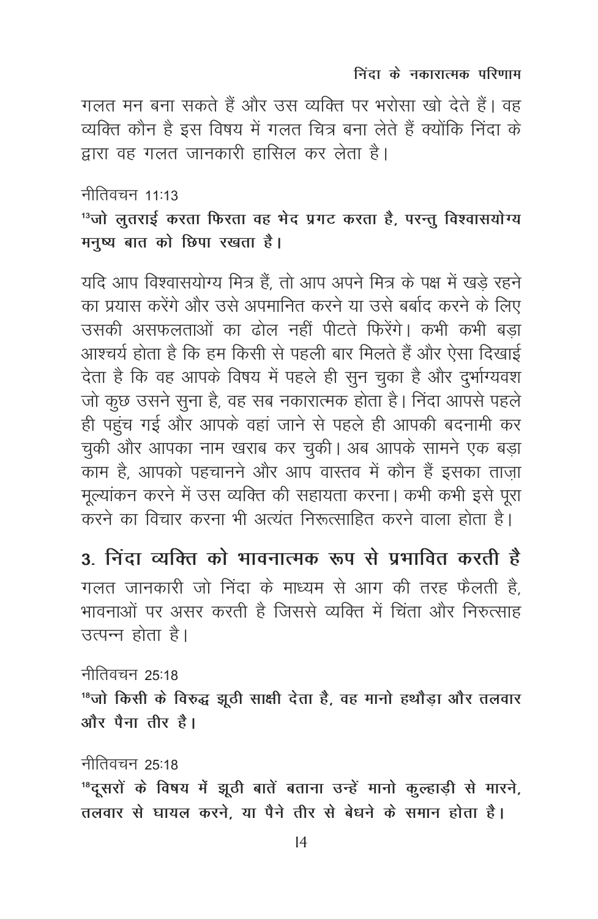गलत मन बना सकते हैं और उस व्यक्ति पर भरोसा खो देते हैं। वह व्यक्ति कौन है इस विषय में गलत चित्र बना लेते हैं क्योंकि निंदा के द्वारा वह गलत जानकारी हासिल कर लेता है।

नीतिवचन 11:13

**[13]जो लुतराई करता फिरता वह भेद प्रगट करता है, परन्तु विश्वासयोग्य मनुष्य बात को छिपा रखता है।**

यदि आप विश्वासयोग्य मित्र हैं, तो आप अपने मित्र के पक्ष में खड़े रहने का प्रयास करेंगे और उसे अपमानित करने या उसे बर्बाद करने के लिए उसकी असफलताओं का ढोल नहीं पीटते फिरेंगे। कभी कभी बड़ा आश्चर्य होता है कि हम किसी से पहली बार मिलते हैं और ऐसा दिखाई देता है कि वह आपके विषय में पहले ही सुन चुका है और दुर्भाग्यवश जो कुछ उसने सुना है, वह सब नकारात्मक होता है। निंदा आपसे पहले ही पहुंच गई और आपके वहां जाने से पहले ही आपकी बदनामी कर चुकी और आपका नाम खराब कर चुकी। अब आपके सामने एक बड़ा काम है, आपको पहचानने और आप वास्तव में कौन हैं इसका ताज़ा मूल्यांकन करने में उस व्यक्ति की सहायता करना। कभी कभी इसे पूरा करने का विचार करना भी अत्यंत निरूत्साहित करने वाला होता है।

## 3. निंदा व्यक्ति को भावनात्मक रूप से प्रभावित करती है

गलत जानकारी जो निंदा के माध्यम से आग की तरह फैलती है, भावनाओं पर असर करती है जिससे व्यक्ति में चिंता और निरुत्साह उत्पन्न होता है।

नीतिवचन 25:18

**[18]जो किसी के विरुद्ध झूठी साक्षी देता है, वह मानो हथौड़ा और तलवार और पैना तीर है।**

नीतिवचन 25:18

**[18]दूसरों के विषय में झूठी बातें बताना उन्हें मानो कुल्हाड़ी से मारने, तलवार से घायल करने, या पैने तीर से बेधने के समान होता है।**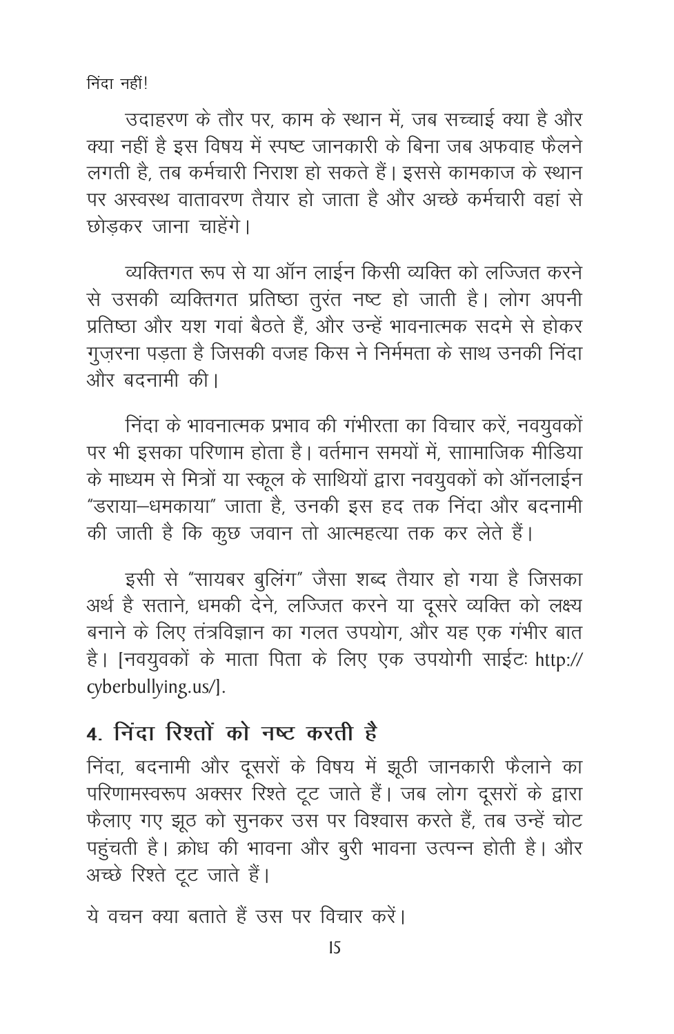उदाहरण के तौर पर, काम के स्थान में, जब सच्चाई क्या है और क्या नहीं है इस विषय में स्पष्ट जानकारी के बिना जब अफवाह फैलने लगती है, तब कर्मचारी निराश हो सकते हैं। इससे कामकाज के स्थान पर अस्वस्थ वातावरण तैयार हो जाता है और अच्छे कर्मचारी वहां से छोड़कर जाना चाहेंगे।

व्यक्तिगत रूप से या ऑन लाईन किसी व्यक्ति को लज्जित करने से उसकी व्यक्तिगत प्रतिष्ठा तुरंत नष्ट हो जाती है। लोग अपनी प्रतिष्ठा और यश गवां बैठते हैं, और उन्हें भावनात्मक सदमे से होकर गुज़रना पड़ता है जिसकी वजह किस ने निर्ममता के साथ उनकी निंदा और बदनामी की।

निंदा के भावनात्मक प्रभाव की गंभीरता का विचार करें, नवयुवकों पर भी इसका परिणाम होता है। वर्तमान समयों में, साामाजिक मीडिया के माध्यम से मित्रों या स्कूल के साथियों द्वारा नवयुवकों को ऑनलाईन "डराया–धमकाया" जाता है, उनकी इस हद तक निंदा और बदनामी की जाती है कि कुछ जवान तो आत्महत्या तक कर लेते हैं।

इसी से "सायबर बुलिंग" जैसा शब्द तैयार हो गया है जिसका अर्थ है सताने, धमकी देने, लज्जित करने या दूसरे व्यक्ति को लक्ष्य बनाने के लिए तंत्रविज्ञान का गलत उपयोग, और यह एक गंभीर बात है। [नवयुवकों के माता पिता के लिए एक उपयोगी साईटः http://cyberbullying.us/].

## 4. निंदा रिश्तों को नष्ट करती है

निंदा, बदनामी और दूसरों के विषय में झूठी जानकारी फैलाने का परिणामस्वरूप अक्सर रिश्ते टूट जाते हैं। जब लोग दूसरों के द्वारा फैलाए गए झूठ को सुनकर उस पर विश्वास करते हैं, तब उन्हें चोट पहुंचती है। क्रोध की भावना और बुरी भावना उत्पन्न होती है। और अच्छे रिश्ते टूट जाते हैं।

ये वचन क्या बताते हैं उस पर विचार करें।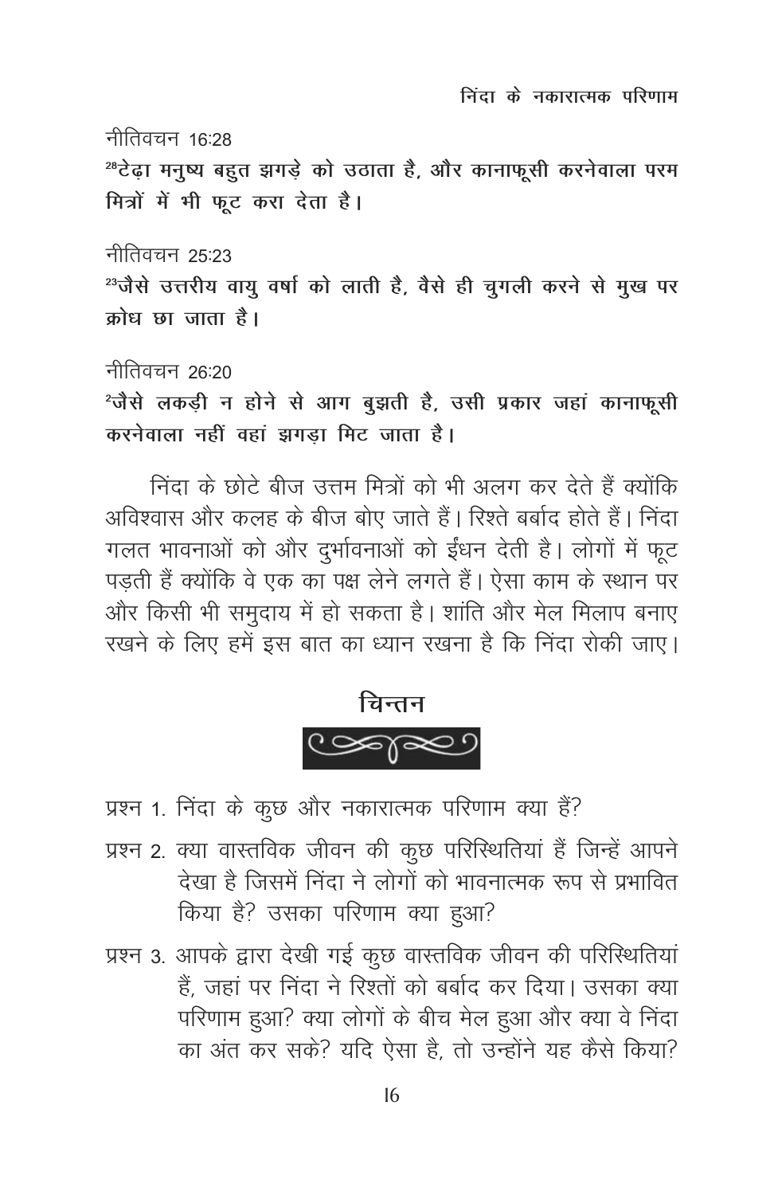नीतिवचन 16:28

**[28]टेढ़ा मनुष्य बहुत झगड़े को उठाता है, और कानाफूसी करनेवाला परम मित्रों में भी फूट करा देता है।**

नीतिवचन 25:23

**[23]जैसे उत्तरीय वायु वर्षा को लाती है, वैसे ही चुगली करने से मुख पर क्रोध छा जाता है।**

नीतिवचन 26:20

**[2]जैसे लकड़ी न होने से आग बुझती है, उसी प्रकार जहां कानाफूसी करनेवाला नहीं वहां झगड़ा मिट जाता है।**

निंदा के छोटे बीज उत्तम मित्रों को भी अलग कर देते हैं क्योंकि अविश्वास और कलह के बीज बोए जाते हैं। रिश्ते बर्बाद होते हैं। निंदा गलत भावनाओं को और दुर्भावनाओं को ईंधन देती है। लोगों में फूट पड़ती हैं क्योंकि वे एक का पक्ष लेने लगते हैं। ऐसा काम के स्थान पर और किसी भी समुदाय में हो सकता है। शांति और मेल मिलाप बनाए रखने के लिए हमें इस बात का ध्यान रखना है कि निंदा रोकी जाए।

## चिन्तन

प्रश्न 1. निंदा के कुछ और नकारात्मक परिणाम क्या हैं?

प्रश्न 2. क्या वास्तविक जीवन की कुछ परिस्थितियां हैं जिन्हें आपने देखा है जिसमें निंदा ने लोगों को भावनात्मक रूप से प्रभावित किया है? उसका परिणाम क्या हुआ?

प्रश्न 3. आपके द्वारा देखी गई कुछ वास्तविक जीवन की परिस्थितियां हैं, जहां पर निंदा ने रिश्तों को बर्बाद कर दिया। उसका क्या परिणाम हुआ? क्या लोगों के बीच मेल हुआ और क्या वे निंदा का अंत कर सके? यदि ऐसा है, तो उन्होंने यह कैसे किया?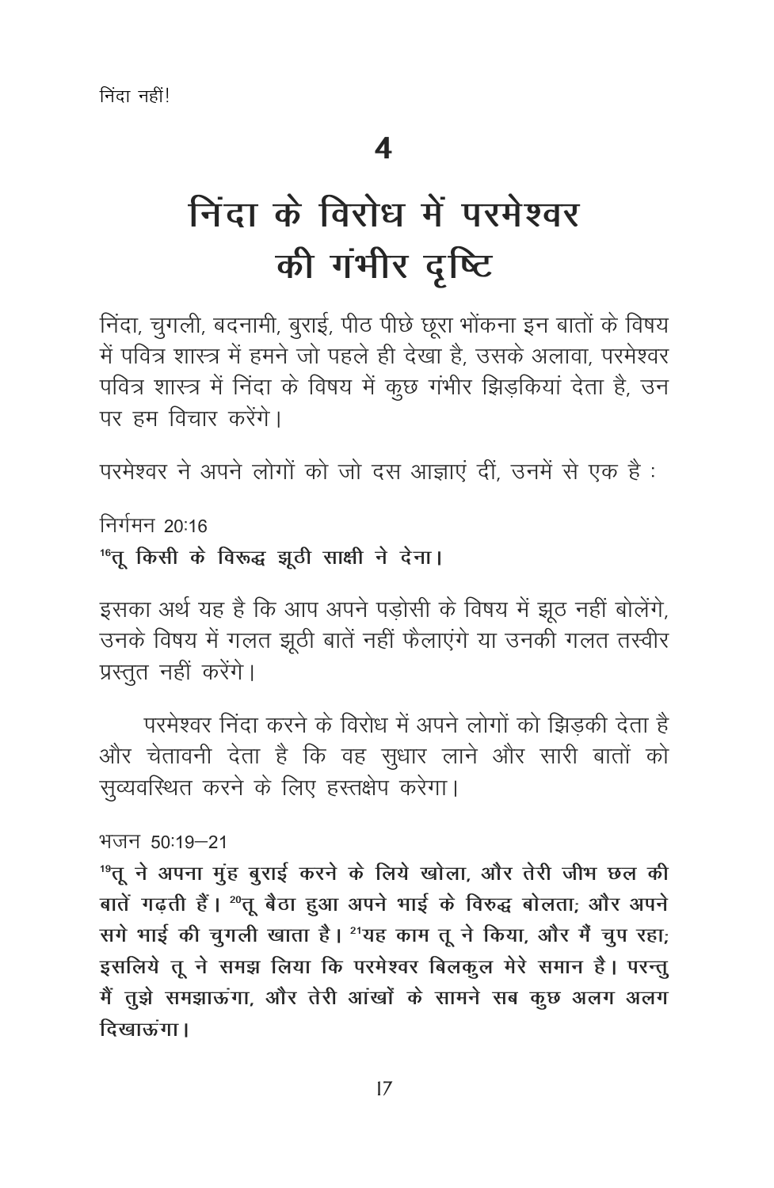# 4

# निंदा के विरोध में परमेश्वर की गंभीर दृष्टि

निंदा, चुगली, बदनामी, बुराई, पीठ पीछे छूरा भोंकना इन बातों के विषय में पवित्र शास्त्र में हमने जो पहले ही देखा है, उसके अलावा, परमेश्वर पवित्र शास्त्र में निंदा के विषय में कुछ गंभीर झिड़कियां देता है, उन पर हम विचार करेंगे।

परमेश्वर ने अपने लोगों को जो दस आज्ञाएं दीं, उनमें से एक है :

निर्गमन 20:16

**[16]तू किसी के विरूद्ध झूठी साक्षी ने देना।**

इसका अर्थ यह है कि आप अपने पड़ोसी के विषय में झूठ नहीं बोलेंगे, उनके विषय में गलत झूठी बातें नहीं फैलाएंगे या उनकी गलत तस्वीर प्रस्तुत नहीं करेंगे।

परमेश्वर निंदा करने के विरोध में अपने लोगों को झिड़की देता है और चेतावनी देता है कि वह सुधार लाने और सारी बातों को सुव्यवस्थित करने के लिए हस्तक्षेप करेगा।

भजन 50:19–21

**[19]तू ने अपना मुंह बुराई करने के लिये खोला, और तेरी जीभ छल की बातें गढ़ती हैं। [20]तू बैठा हुआ अपने भाई के विरुद्ध बोलता; और अपने सगे भाई की चुगली खाता है। [21]यह काम तू ने किया, और मैं चुप रहा; इसलिये तू ने समझ लिया कि परमेश्वर बिलकुल मेरे समान है। परन्तु मैं तुझे समझाऊंगा, और तेरी आंखों के सामने सब कुछ अलग अलग दिखाऊंगा।**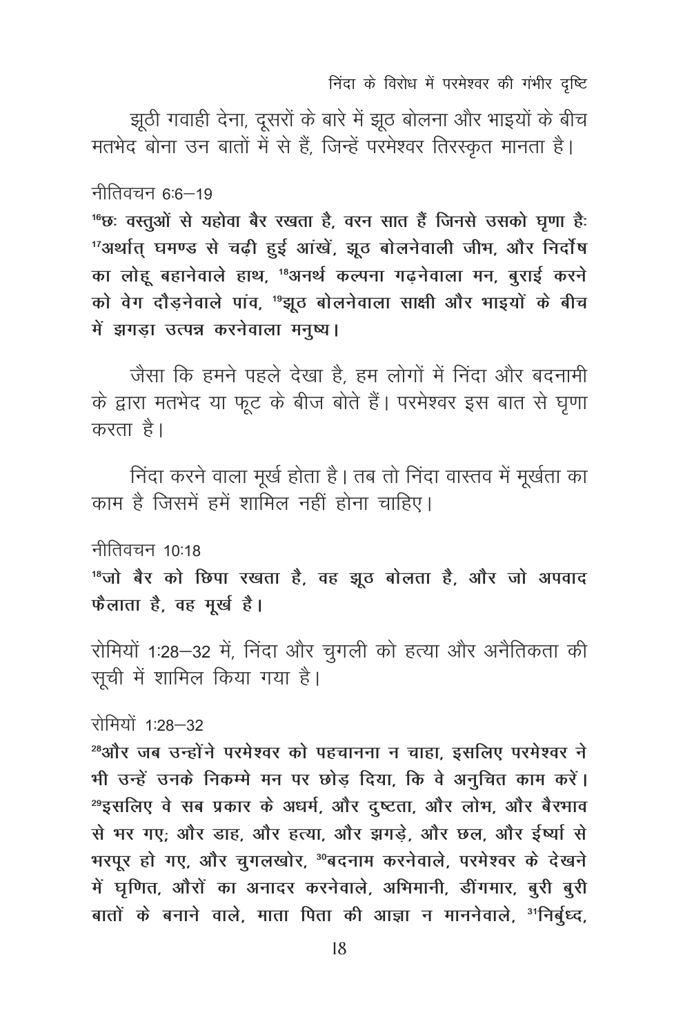झूठी गवाही देना, दूसरों के बारे में झूठ बोलना और भाइयों के बीच मतभेद बोना उन बातों में से हैं, जिन्हें परमेश्वर तिरस्कृत मानता है।

नीतिवचन 6:6–19

**[16]छः वस्तुओं से यहोवा बैर रखता है, वरन सात हैं जिनसे उसको घृणा हैः [17]अर्थात् घमण्ड से चढ़ी हुई आंखें, झूठ बोलनेवाली जीभ, और निर्दोष का लोहू बहानेवाले हाथ, [18]अनर्थ कल्पना गढ़नेवाला मन, बुराई करने को वेग दौड़नेवाले पांव, [19]झूठ बोलनेवाला साक्षी और भाइयों के बीच में झगड़ा उत्पन्न करनेवाला मनुष्य।**

जैसा कि हमने पहले देखा है, हम लोगों में निंदा और बदनामी के द्वारा मतभेद या फूट के बीज बोते हैं। परमेश्वर इस बात से घृणा करता है।

निंदा करने वाला मूर्ख होता है। तब तो निंदा वास्तव में मूर्खता का काम है जिसमें हमें शामिल नहीं होना चाहिए।

नीतिवचन 10:18

**[18]जो बैर को छिपा रखता है, वह झूठ बोलता है, और जो अपवाद फैलाता है, वह मूर्ख है।**

रोमियों 1:28–32 में, निंदा और चुगली को हत्या और अनैतिकता की सूची में शामिल किया गया है।

रोमियों 1:28–32

**[28]और जब उन्होंने परमेश्वर को पहचानना न चाहा, इसलिए परमेश्वर ने भी उन्हें उनके निकम्मे मन पर छोड़ दिया, कि वे अनुचित काम करें। [29]इसलिए वे सब प्रकार के अधर्म, और दुष्टता, और लोभ, और बैरभाव से भर गए; और डाह, और हत्या, और झगड़े, और छल, और ईर्ष्या से भरपूर हो गए, और चुगलखोर, [30]बदनाम करनेवाले, परमेश्वर के देखने में घृणित, औरों का अनादर करनेवाले, अभिमानी, डींगमार, बुरी बुरी बातों के बनाने वाले, माता पिता की आज्ञा न माननेवाले, [31]निर्बुध्द,**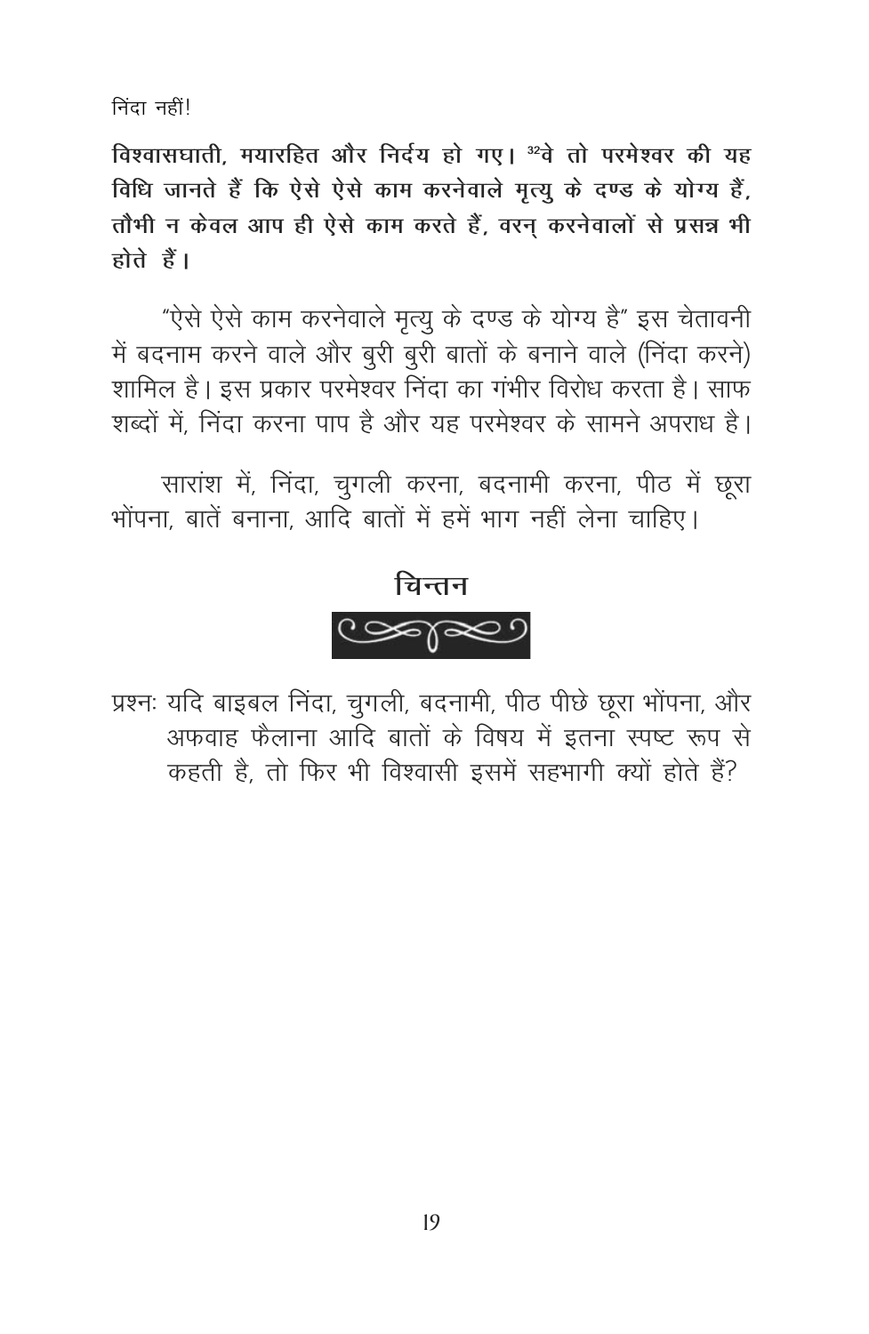**विश्वासघाती, मयारहित और निर्दय हो गए। [32]वे तो परमेश्वर की यह विधि जानते हैं कि ऐसे ऐसे काम करनेवाले मृत्यु के दण्ड के योग्य हैं, तौभी न केवल आप ही ऐसे काम करते हैं, वरन् करनेवालों से प्रसन्न भी होते हैं।**

"ऐसे ऐसे काम करनेवाले मृत्यु के दण्ड के योग्य है" इस चेतावनी में बदनाम करने वाले और बुरी बुरी बातों के बनाने वाले (निंदा करने) शामिल है। इस प्रकार परमेश्वर निंदा का गंभीर विरोध करता है। साफ शब्दों में, निंदा करना पाप है और यह परमेश्वर के सामने अपराध है।

सारांश में, निंदा, चुगली करना, बदनामी करना, पीठ में छूरा भोंपना, बातें बनाना, आदि बातों में हमें भाग नहीं लेना चाहिए।

## चिन्तन

प्रश्नः यदि बाइबल निंदा, चुगली, बदनामी, पीठ पीछे छूरा भोंपना, और अफवाह फैलाना आदि बातों के विषय में इतना स्पष्ट रूप से कहती है, तो फिर भी विश्वासी इसमें सहभागी क्यों होते हैं?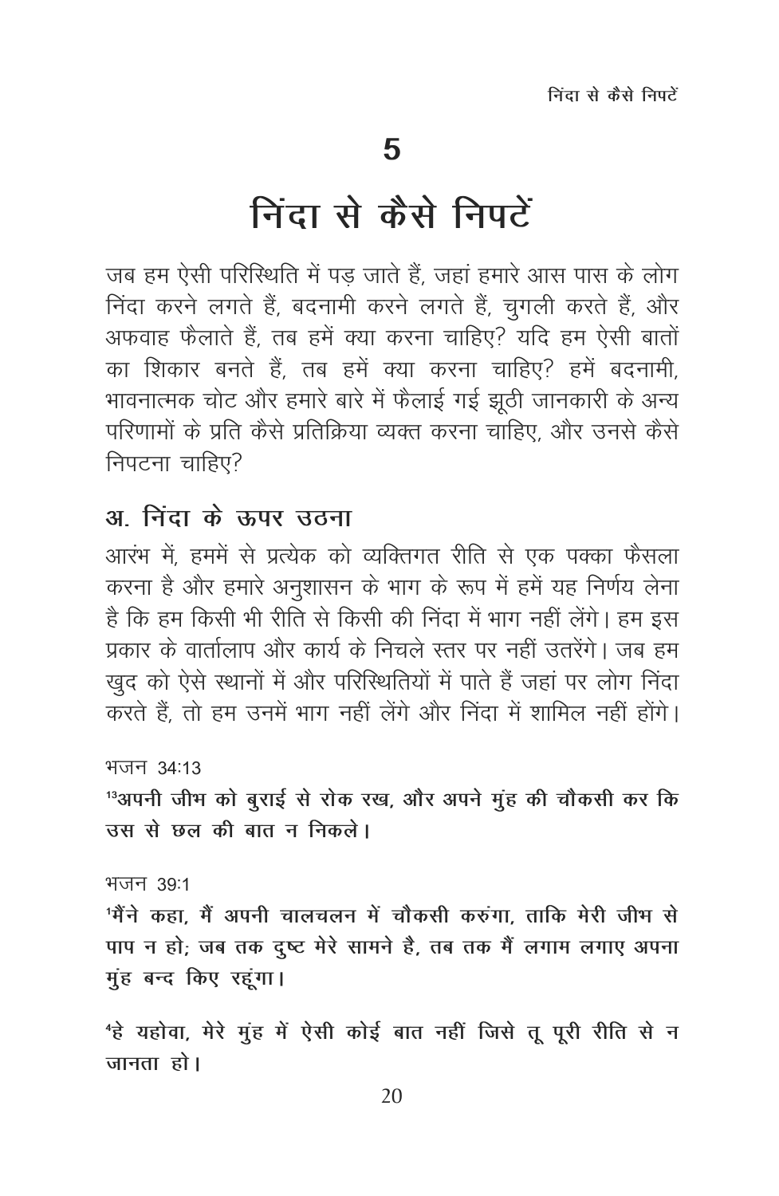# 5

# निंदा से कैसे निपटें

जब हम ऐसी परिस्थिति में पड़ जाते हैं, जहां हमारे आस पास के लोग निंदा करने लगते हैं, बदनामी करने लगते हैं, चुगली करते हैं, और अफवाह फैलाते हैं, तब हमें क्या करना चाहिए? यदि हम ऐसी बातों का शिकार बनते हैं, तब हमें क्या करना चाहिए? हमें बदनामी, भावनात्मक चोट और हमारे बारे में फैलाई गई झूठी जानकारी के अन्य परिणामों के प्रति कैसे प्रतिक्रिया व्यक्त करना चाहिए, और उनसे कैसे निपटना चाहिए?

## अ. निंदा के ऊपर उठना

आरंभ में, हममें से प्रत्येक को व्यक्तिगत रीति से एक पक्का फैसला करना है और हमारे अनुशासन के भाग के रूप में हमें यह निर्णय लेना है कि हम किसी भी रीति से किसी की निंदा में भाग नहीं लेंगे। हम इस प्रकार के वार्तालाप और कार्य के निचले स्तर पर नहीं उतरेंगे। जब हम खुद को ऐसे स्थानों में और परिस्थितियों में पाते हैं जहां पर लोग निंदा करते हैं, तो हम उनमें भाग नहीं लेंगे और निंदा में शामिल नहीं होंगे।

भजन 34:13

**[13]अपनी जीभ को बुराई से रोक रख, और अपने मुंह की चौकसी कर कि उस से छल की बात न निकले।**

भजन 39:1

**[1]मैंने कहा, मैं अपनी चालचलन में चौकसी करुंगा, ताकि मेरी जीभ से पाप न हो; जब तक दुष्ट मेरे सामने है, तब तक मैं लगाम लगाए अपना मुंह बन्द किए रहूंगा।**

**[4]हे यहोवा, मेरे मुंह में ऐसी कोई बात नहीं जिसे तू पूरी रीति से न जानता हो।**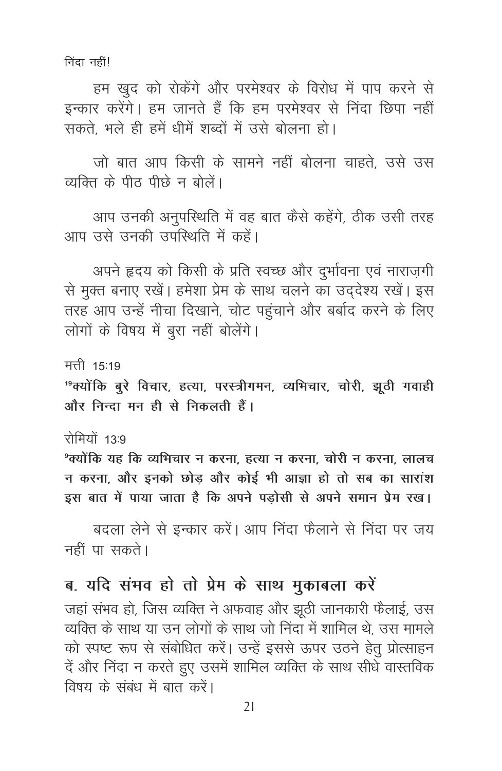निंदा नहीं!

हम खुद को रोकेंगे और परमेश्वर के विरोध में पाप करने से इन्कार करेंगे। हम जानते हैं कि हम परमेश्वर से निंदा छिपा नहीं सकते, भले ही हमें धीमें शब्दों में उसे बोलना हो।

जो बात आप किसी के सामने नहीं बोलना चाहते, उसे उस व्यक्ति के पीठ पीछे न बोलें।

आप उनकी अनुपस्थिति में वह बात कैसे कहेंगे, ठीक उसी तरह आप उसे उनकी उपस्थिति में कहें।

अपने हृदय को किसी के प्रति स्वच्छ और दुर्भावना एवं नाराज़गी से मुक्त बनाए रखें। हमेशा प्रेम के साथ चलने का उद्देश्य रखें। इस तरह आप उन्हें नीचा दिखाने, चोट पहुंचाने और बर्बाद करने के लिए लोगों के विषय में बुरा नहीं बोलेंगे।

मत्ती 15:19

**[19]क्योंकि बुरे विचार, हत्या, परस्त्रीगमन, व्यभिचार, चोरी, झूठी गवाही और निन्दा मन ही से निकलती हैं।**

रोमियों 13:9

**[9]क्योंकि यह कि व्यभिचार न करना, हत्या न करना, चोरी न करना, लालच न करना, और इनको छोड़ और कोई भी आज्ञा हो तो सब का सारांश इस बात में पाया जाता है कि अपने पड़ोसी से अपने समान प्रेम रख।**

बदला लेने से इन्कार करें। आप निंदा फैलाने से निंदा पर जय नहीं पा सकते।

## ब. यदि संभव हो तो प्रेम के साथ मुकाबला करें

जहां संभव हो, जिस व्यक्ति ने अफवाह और झूठी जानकारी फैलाई, उस व्यक्ति के साथ या उन लोगों के साथ जो निंदा में शामिल थे, उस मामले को स्पष्ट रूप से संबोधित करें। उन्हें इससे ऊपर उठने हेतु प्रोत्साहन दें और निंदा न करते हुए उसमें शामिल व्यक्ति के साथ सीधे वास्तविक विषय के संबंध में बात करें।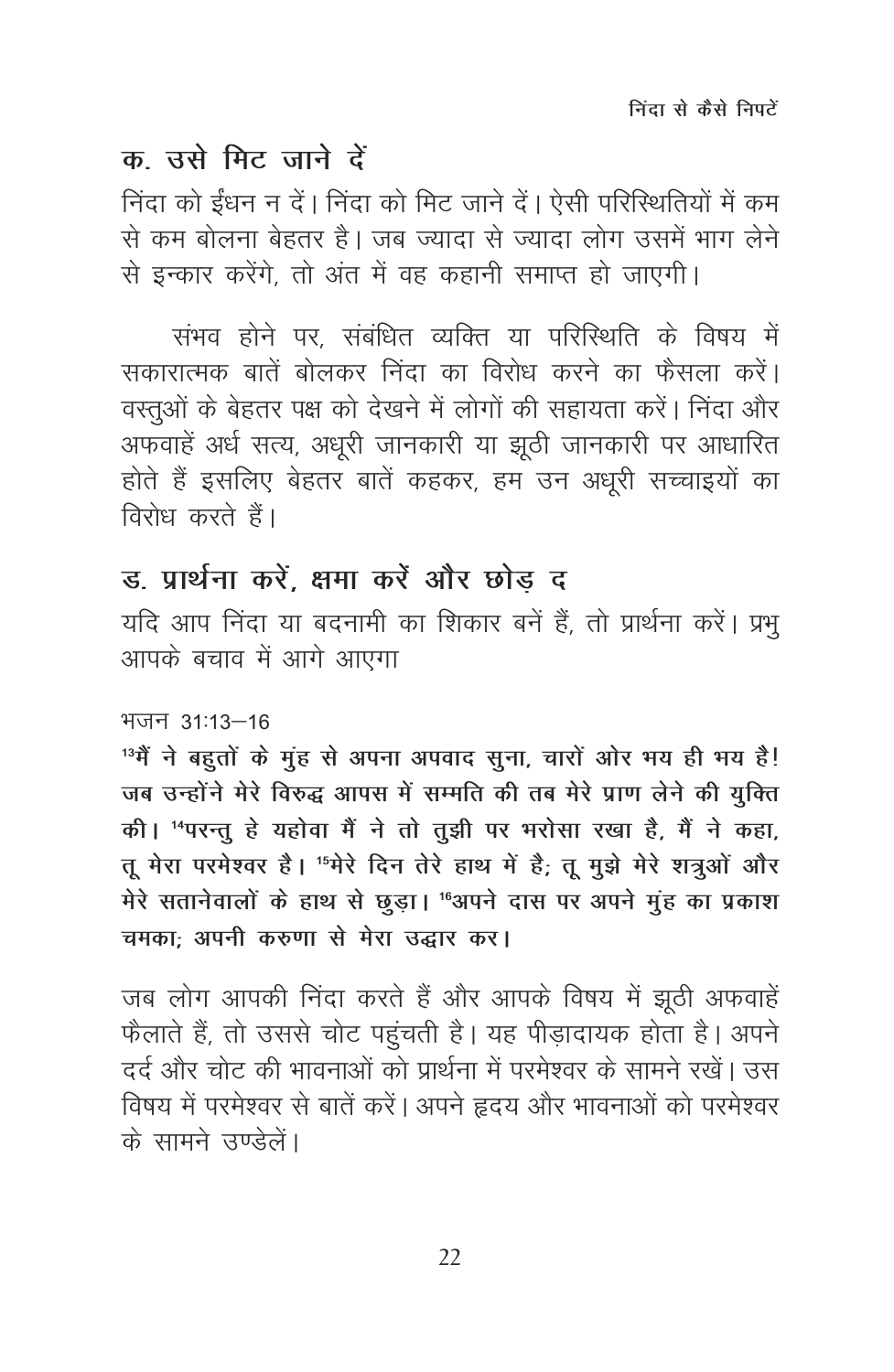## क. उसे मिट जाने दें

निंदा को ईंधन न दें। निंदा को मिट जाने दें। ऐसी परिस्थितियों में कम से कम बोलना बेहतर है। जब ज्यादा से ज्यादा लोग उसमें भाग लेने से इन्कार करेंगे, तो अंत में वह कहानी समाप्त हो जाएगी।

संभव होने पर, संबंधित व्यक्ति या परिस्थिति के विषय में सकारात्मक बातें बोलकर निंदा का विरोध करने का फैसला करें। वस्तुओं के बेहतर पक्ष को देखने में लोगों की सहायता करें। निंदा और अफवाहें अर्ध सत्य, अधूरी जानकारी या झूठी जानकारी पर आधारित होते हैं इसलिए बेहतर बातें कहकर, हम उन अधूरी सच्चाइयों का विरोध करते हैं।

## ड. प्रार्थना करें, क्षमा करें और छोड़ द

यदि आप निंदा या बदनामी का शिकार बनें हैं, तो प्रार्थना करें। प्रभु आपके बचाव में आगे आएगा

भजन 31:13–16

**[13]मैं ने बहुतों के मुंह से अपना अपवाद सुना, चारों ओर भय ही भय है! जब उन्होंने मेरे विरुद्ध आपस में सम्मति की तब मेरे प्राण लेने की युक्ति की। [14]परन्तु हे यहोवा मैं ने तो तुझी पर भरोसा रखा है, मैं ने कहा, तू मेरा परमेश्वर है। [15]मेरे दिन तेरे हाथ में है; तू मुझे मेरे शत्रुओं और मेरे सतानेवालों के हाथ से छुड़ा। [16]अपने दास पर अपने मुंह का प्रकाश चमका; अपनी करुणा से मेरा उद्धार कर।**

जब लोग आपकी निंदा करते हैं और आपके विषय में झूठी अफवाहें फैलाते हैं, तो उससे चोट पहुंचती है। यह पीड़ादायक होता है। अपने दर्द और चोट की भावनाओं को प्रार्थना में परमेश्वर के सामने रखें। उस विषय में परमेश्वर से बातें करें। अपने हृदय और भावनाओं को परमेश्वर के सामने उण्डेलें।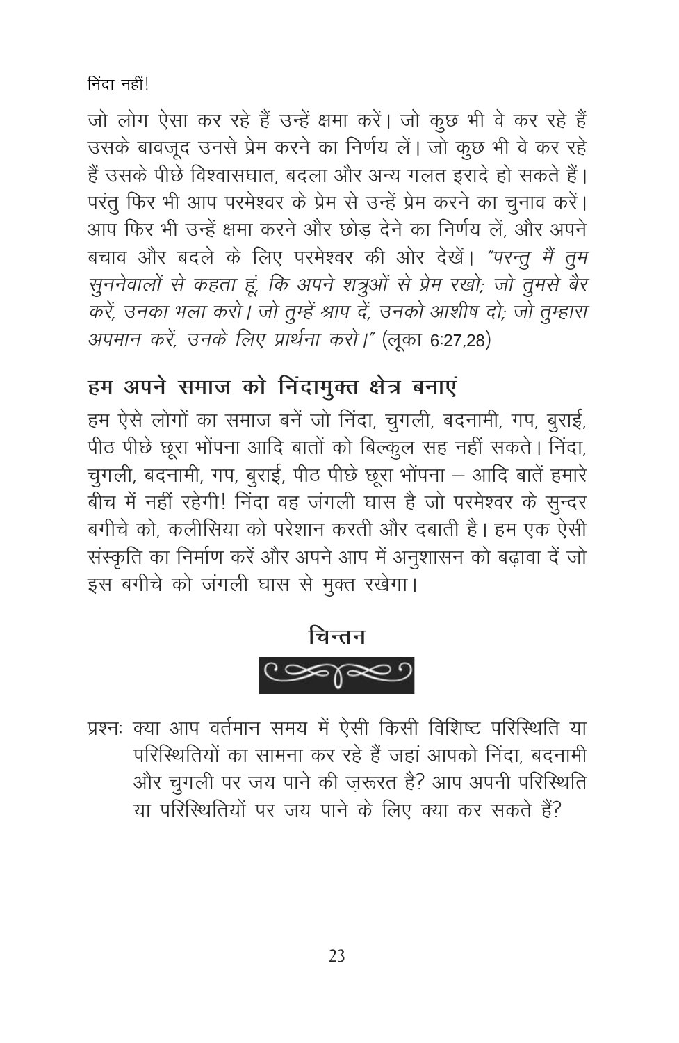जो लोग ऐसा कर रहे हैं उन्हें क्षमा करें। जो कुछ भी वे कर रहे हैं उसके बावजूद उनसे प्रेम करने का निर्णय लें। जो कुछ भी वे कर रहे हैं उसके पीछे विश्वासघात, बदला और अन्य गलत इरादे हो सकते हैं। परंतु फिर भी आप परमेश्वर के प्रेम से उन्हें प्रेम करने का चुनाव करें। आप फिर भी उन्हें क्षमा करने और छोड़ देने का निर्णय लें, और अपने बचाव और बदले के लिए परमेश्वर की ओर देखें। *"परन्तु मैं तुम सुननेवालों से कहता हूं, कि अपने शत्रुओं से प्रेम रखो; जो तुमसे बैर करें, उनका भला करो। जो तुम्हें श्राप दें, उनको आशीष दो; जो तुम्हारा अपमान करें, उनके लिए प्रार्थना करो।"* (लूका 6:27,28)

## हम अपने समाज को निंदामुक्त क्षेत्र बनाएं

हम ऐसे लोगों का समाज बनें जो निंदा, चुगली, बदनामी, गप, बुराई, पीठ पीछे छूरा भोंपना आदि बातों को बिल्कुल सह नहीं सकते। निंदा, चुगली, बदनामी, गप, बुराई, पीठ पीछे छूरा भोंपना – आदि बातें हमारे बीच में नहीं रहेगी! निंदा वह जंगली घास है जो परमेश्वर के सुन्दर बगीचे को, कलीसिया को परेशान करती और दबाती है। हम एक ऐसी संस्कृति का निर्माण करें और अपने आप में अनुशासन को बढ़ावा दें जो इस बगीचे को जंगली घास से मुक्त रखेगा।

### चिन्तन

प्रश्नः क्या आप वर्तमान समय में ऐसी किसी विशिष्ट परिस्थिति या परिस्थितियों का सामना कर रहे हैं जहां आपको निंदा, बदनामी और चुगली पर जय पाने की ज़रूरत है? आप अपनी परिस्थिति या परिस्थितियों पर जय पाने के लिए क्या कर सकते हैं?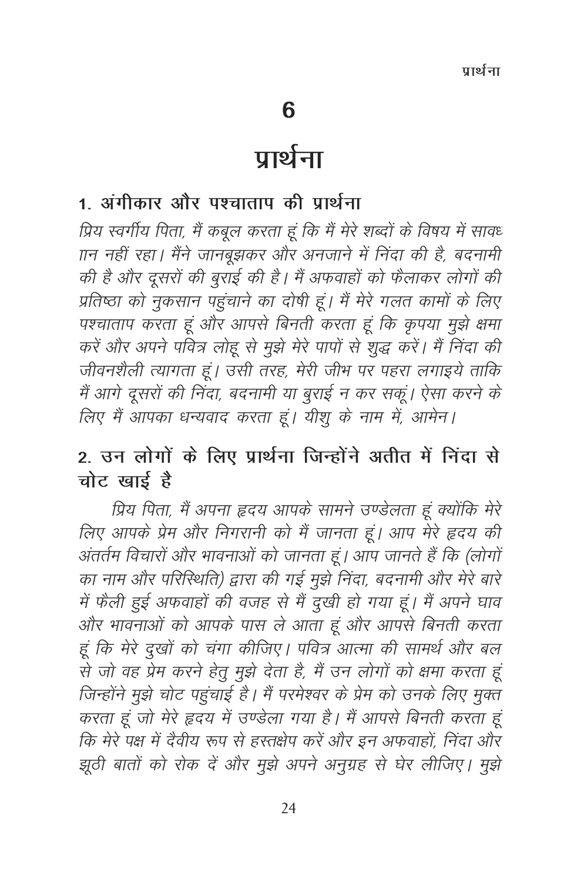# 6

# प्रार्थना

## 1. अंगीकार और पश्चाताप की प्रार्थना

*प्रिय स्वर्गीय पिता, मैं कबूल करता हूं कि मैं मेरे शब्दों के विषय में सावधान नहीं रहा। मैंने जानबूझकर और अनजाने में निंदा की है, बदनामी की है और दूसरों की बुराई की है। मैं अफवाहों को फैलाकर लोगों की प्रतिष्ठा को नुकसान पहुंचाने का दोषी हूं। मैं मेरे गलत कामों के लिए पश्चाताप करता हूं और आपसे बिनती करता हूं कि कृपया मुझे क्षमा करें और अपने पवित्र लोहू से मुझे मेरे पापों से शुद्ध करें। मैं निंदा की जीवनशैली त्यागता हूं। उसी तरह, मेरी जीभ पर पहरा लगाइये ताकि मैं आगे दूसरों की निंदा, बदनामी या बुराई न कर सकूं। ऐसा करने के लिए मैं आपका धन्यवाद करता हूं। यीशु के नाम में, आमेन।*

## 2. उन लोगों के लिए प्रार्थना जिन्होंने अतीत में निंदा से चोट खाई है

*प्रिय पिता, मैं अपना हृदय आपके सामने उण्डेलता हूं क्योंकि मेरे लिए आपके प्रेम और निगरानी को मैं जानता हूं। आप मेरे हृदय की अंतर्तम विचारों और भावनाओं को जानता हूं। आप जानते हैं कि (लोगों का नाम और परिस्थिति) द्वारा की गई मुझे निंदा, बदनामी और मेरे बारे में फैली हुई अफवाहों की वजह से मैं दुखी हो गया हूं। मैं अपने घाव और भावनाओं को आपके पास ले आता हूं और आपसे बिनती करता हूं कि मेरे दुखों को चंगा कीजिए। पवित्र आत्मा की सामर्थ और बल से जो वह प्रेम करने हेतु मुझे देता है, मैं उन लोगों को क्षमा करता हूं जिन्होंने मुझे चोट पहुंचाई है। मैं परमेश्वर के प्रेम को उनके लिए मुक्त करता हूं जो मेरे हृदय में उण्डेला गया है। मैं आपसे बिनती करता हूं कि मेरे पक्ष में दैवीय रूप से हस्तक्षेप करें और इन अफवाहों, निंदा और झूठी बातों को रोक दें और मुझे अपने अनुग्रह से घेर लीजिए। मुझे*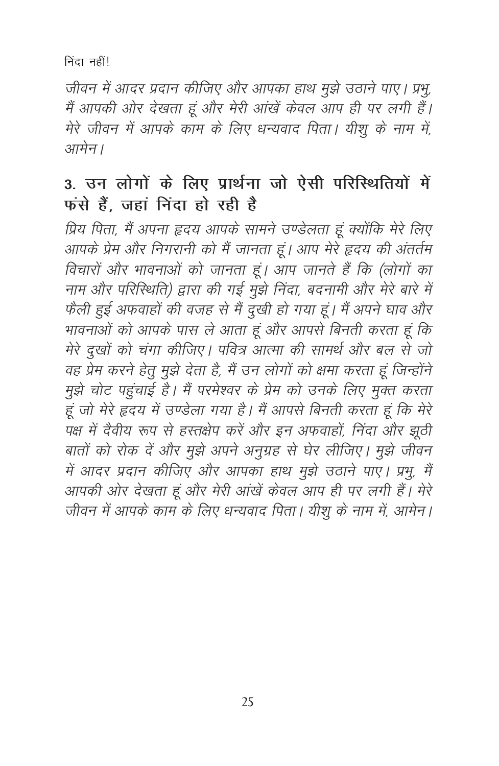जीवन में आदर प्रदान कीजिए और आपका हाथ मुझे उठाने पाए। प्रभु, मैं आपकी ओर देखता हूं और मेरी आंखें केवल आप ही पर लगी हैं। मेरे जीवन में आपके काम के लिए धन्यवाद पिता। यीशु के नाम में, आमेन।

## 3. उन लोगों के लिए प्रार्थना जो ऐसी परिस्थितियों में फंसे हैं, जहां निंदा हो रही है

*प्रिय पिता, मैं अपना हृदय आपके सामने उण्डेलता हूं क्योंकि मेरे लिए आपके प्रेम और निगरानी को मैं जानता हूं। आप मेरे हृदय की अंतर्तम विचारों और भावनाओं को जानता हूं। आप जानते हैं कि (लोगों का नाम और परिस्थिति) द्वारा की गई मुझे निंदा, बदनामी और मेरे बारे में फैली हुई अफवाहों की वजह से मैं दुखी हो गया हूं। मैं अपने घाव और भावनाओं को आपके पास ले आता हूं और आपसे बिनती करता हूं कि मेरे दुखों को चंगा कीजिए। पवित्र आत्मा की सामर्थ और बल से जो वह प्रेम करने हेतु मुझे देता है, मैं उन लोगों को क्षमा करता हूं जिन्होंने मुझे चोट पहुंचाई है। मैं परमेश्वर के प्रेम को उनके लिए मुक्त करता हूं जो मेरे हृदय में उण्डेला गया है। मैं आपसे बिनती करता हूं कि मेरे पक्ष में दैवीय रूप से हस्तक्षेप करें और इन अफवाहों, निंदा और झूठी बातों को रोक दें और मुझे अपने अनुग्रह से घेर लीजिए। मुझे जीवन में आदर प्रदान कीजिए और आपका हाथ मुझे उठाने पाए। प्रभु, मैं आपकी ओर देखता हूं और मेरी आंखें केवल आप ही पर लगी हैं। मेरे जीवन में आपके काम के लिए धन्यवाद पिता। यीशु के नाम में, आमेन।*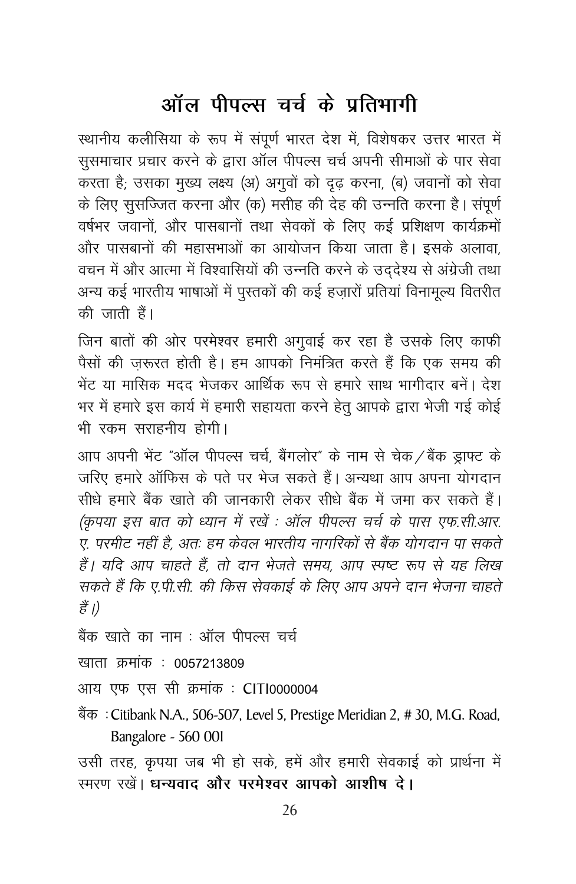# ऑल पीपल्स चर्च के प्रतिभागी

स्थानीय कलीसिया के रूप में संपूर्ण भारत देश में, विशेषकर उत्तर भारत में सुसमाचार प्रचार करने के द्वारा ऑल पीपल्स चर्च अपनी सीमाओं के पार सेवा करता है; उसका मुख्य लक्ष्य (अ) अगुवों को दृढ़ करना, (ब) जवानों को सेवा के लिए सुसज्जित करना और (क) मसीह की देह की उन्नति करना है। संपूर्ण वर्षभर जवानों, और पासबानों तथा सेवकों के लिए कई प्रशिक्षण कार्यक्रमों और पासबानों की महासभाओं का आयोजन किया जाता है। इसके अलावा, वचन में और आत्मा में विश्वासियों की उन्नति करने के उद्देश्य से अंग्रेजी तथा अन्य कई भारतीय भाषाओं में पुस्तकों की कई हज़ारों प्रतियां विनामूल्य वितरीत की जाती हैं।

जिन बातों की ओर परमेश्वर हमारी अगुवाई कर रहा है उसके लिए काफी पैसों की ज़रूरत होती है। हम आपको निमंत्रित करते हैं कि एक समय की भेंट या मासिक मदद भेजकर आर्थिक रूप से हमारे साथ भागीदार बनें। देश भर में हमारे इस कार्य में हमारी सहायता करने हेतु आपके द्वारा भेजी गई कोई भी रकम सराहनीय होगी।

आप अपनी भेंट "ऑल पीपल्स चर्च, बैंगलोर" के नाम से चेक/बैंक ड्राफ्ट के जरिए हमारे ऑफिस के पते पर भेज सकते हैं। अन्यथा आप अपना योगदान सीधे हमारे बैंक खाते की जानकारी लेकर सीधे बैंक में जमा कर सकते हैं। *(कृपया इस बात को ध्यान में रखें : ऑल पीपल्स चर्च के पास एफ.सी.आर.ए. परमीट नहीं है, अतः हम केवल भारतीय नागरिकों से बैंक योगदान पा सकते हैं। यदि आप चाहते हैं, तो दान भेजते समय, आप स्पष्ट रूप से यह लिख सकते हैं कि ए.पी.सी. की किस सेवकाई के लिए आप अपने दान भेजना चाहते हैं।)*

बैंक खाते का नाम : ऑल पीपल्स चर्च

खाता क्रमांक : 0057213809

आय एफ एस सी क्रमांक : CITI0000004

बैंक : Citibank N.A., 506-507, Level 5, Prestige Meridian 2, # 30, M.G. Road, Bangalore - 560 001

उसी तरह, कृपया जब भी हो सके, हमें और हमारी सेवकाई को प्रार्थना में स्मरण रखें। **धन्यवाद और परमेश्वर आपको आशीष दे।**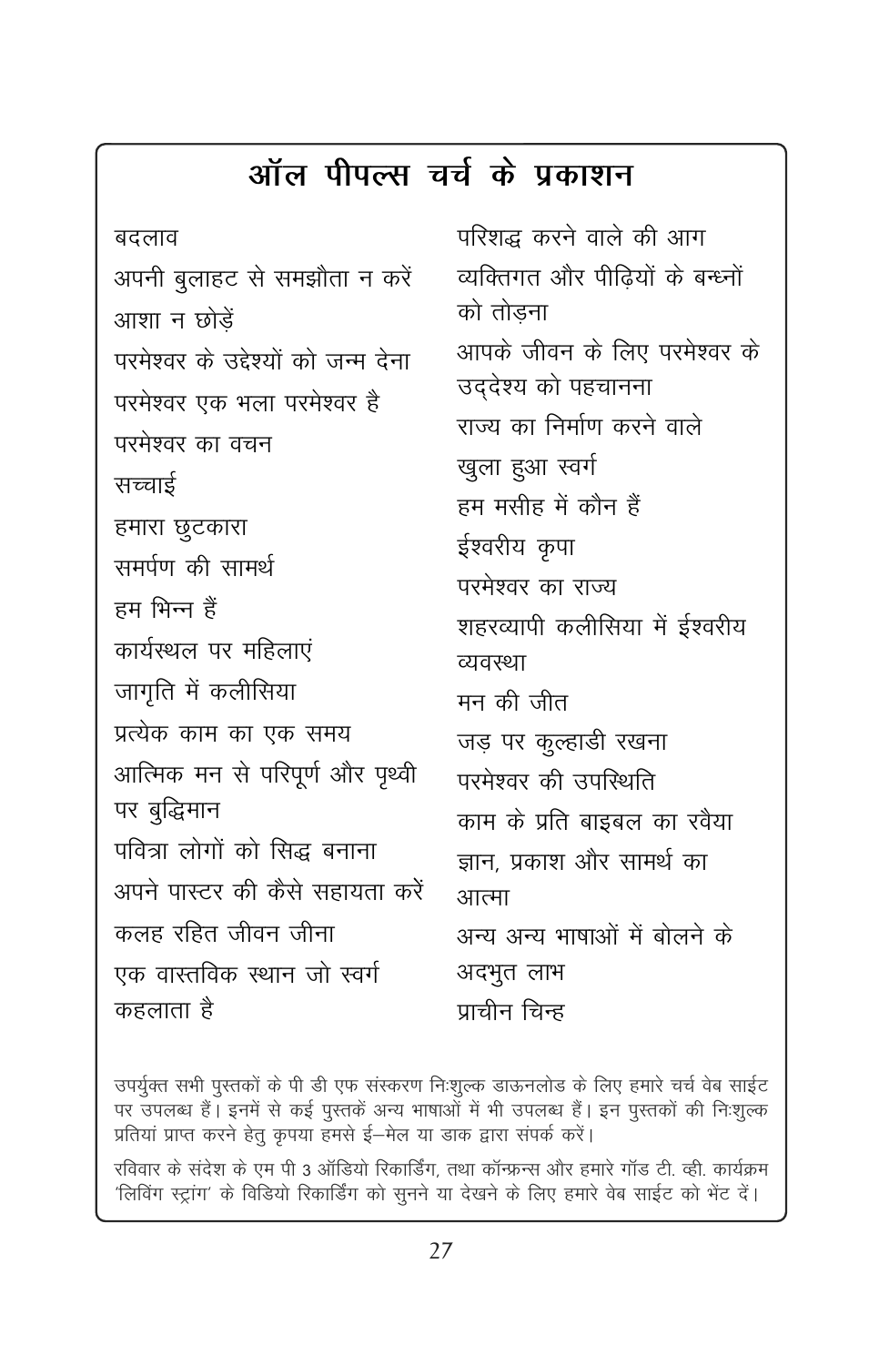# ऑल पीपल्स चर्च के प्रकाशन

- बदलाव
- अपनी बुलाहट से समझौता न करें
- आशा न छोड़ें
- परमेश्वर के उद्देश्यों को जन्म देना
- परमेश्वर एक भला परमेश्वर है
- परमेश्वर का वचन
- सच्चाई
- हमारा छुटकारा
- समर्पण की सामर्थ
- हम भिन्न हैं
- कार्यस्थल पर महिलाएं
- जागृति में कलीसिया
- प्रत्येक काम का एक समय
- आत्मिक मन से परिपूर्ण और पृथ्वी पर बुद्धिमान
- पवित्रा लोगों को सिद्ध बनाना
- अपने पास्टर की कैसे सहायता करें
- कलह रहित जीवन जीना
- एक वास्तविक स्थान जो स्वर्ग कहलाता है
- परिशद्ध करने वाले की आग
- व्यक्तिगत और पीढ़ियों के बन्धनों को तोड़ना
- आपके जीवन के लिए परमेश्वर के उद्देश्य को पहचानना
- राज्य का निर्माण करने वाले
- खुला हुआ स्वर्ग
- हम मसीह में कौन हैं
- ईश्वरीय कृपा
- परमेश्वर का राज्य
- शहरव्यापी कलीसिया में ईश्वरीय व्यवस्था
- मन की जीत
- जड़ पर कुल्हाडी रखना
- परमेश्वर की उपस्थिति
- काम के प्रति बाइबल का रवैया
- ज्ञान, प्रकाश और सामर्थ का आत्मा
- अन्य अन्य भाषाओं में बोलने के अदभुत लाभ
- प्राचीन चिन्ह

उपर्युक्त सभी पुस्तकों के पी डी एफ संस्करण निःशुल्क डाऊनलोड के लिए हमारे चर्च वेब साईट पर उपलब्ध हैं। इनमें से कई पुस्तकें अन्य भाषाओं में भी उपलब्ध हैं। इन पुस्तकों की निःशुल्क प्रतियां प्राप्त करने हेतु कृपया हमसे ई–मेल या डाक द्वारा संपर्क करें।

रविवार के संदेश के एम पी 3 ऑडियो रिकार्डिंग, तथा कॉन्फ्रन्स और हमारे गॉड टी. व्ही. कार्यक्रम 'लिविंग स्ट्रांग' के विडियो रिकार्डिंग को सुनने या देखने के लिए हमारे वेब साईट को भेंट दें।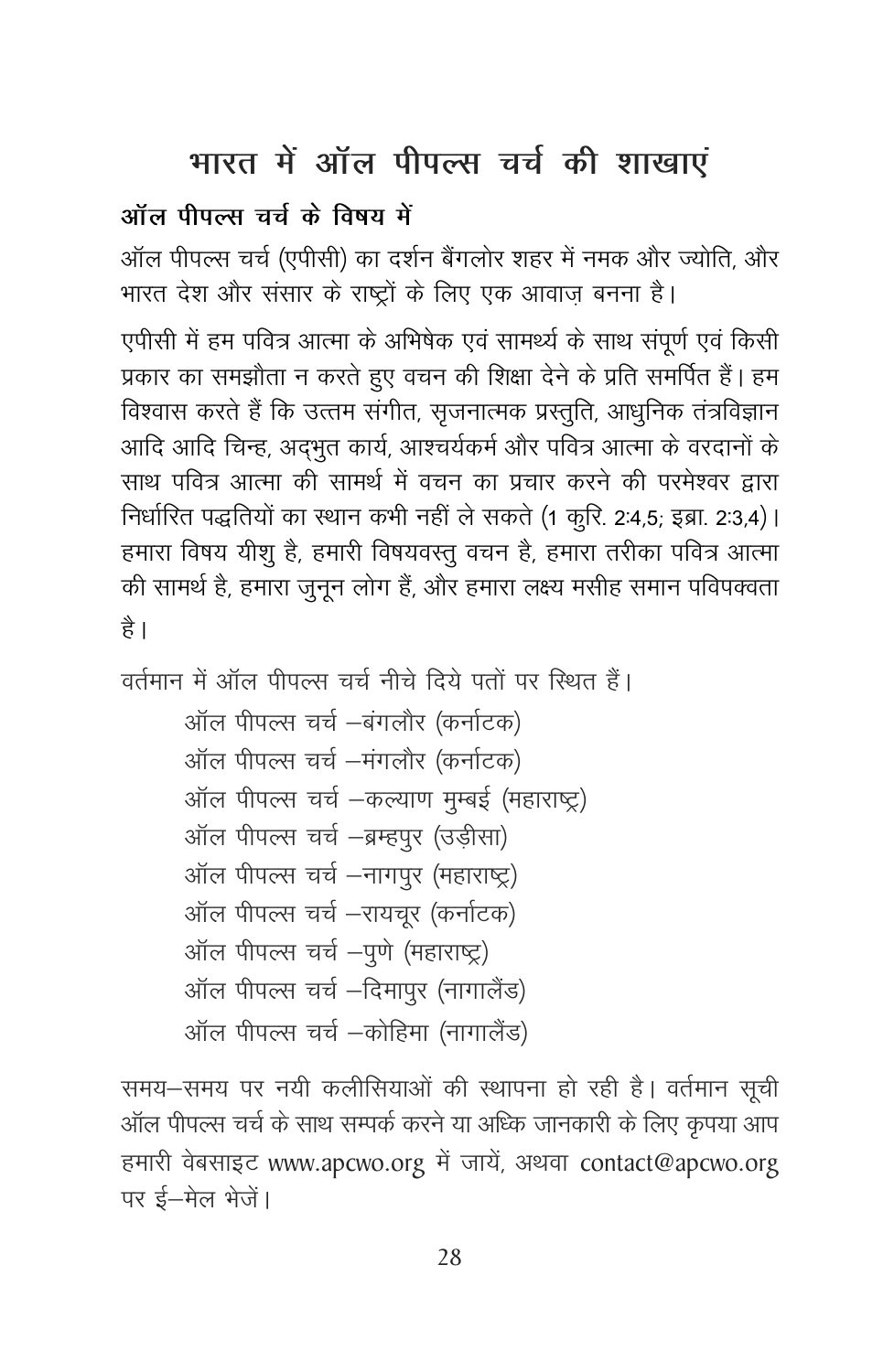# भारत में ऑल पीपल्स चर्च की शाखाएं

## ऑल पीपल्स चर्च के विषय में

ऑल पीपल्स चर्च (एपीसी) का दर्शन बैंगलोर शहर में नमक और ज्योति, और भारत देश और संसार के राष्ट्रों के लिए एक आवाज़ बनना है।

एपीसी में हम पवित्र आत्मा के अभिषेक एवं सामर्थ्य के साथ संपूर्ण एवं किसी प्रकार का समझौता न करते हुए वचन की शिक्षा देने के प्रति समर्पित हैं। हम विश्वास करते हैं कि उत्तम संगीत, सृजनात्मक प्रस्तुति, आधुनिक तंत्रविज्ञान आदि आदि चिन्ह, अद्भुत कार्य, आश्चर्यकर्म और पवित्र आत्मा के वरदानों के साथ पवित्र आत्मा की सामर्थ में वचन का प्रचार करने की परमेश्वर द्वारा निर्धारित पद्धतियों का स्थान कभी नहीं ले सकते (1 कुरि. 2:4,5; इब्रा. 2:3,4)। हमारा विषय यीशु है, हमारी विषयवस्तु वचन है, हमारा तरीका पवित्र आत्मा की सामर्थ है, हमारा जुनून लोग हैं, और हमारा लक्ष्य मसीह समान पविपक्वता है।

वर्तमान में ऑल पीपल्स चर्च नीचे दिये पतों पर स्थित हैं।

- ऑल पीपल्स चर्च –बंगलौर (कर्नाटक)
- ऑल पीपल्स चर्च –मंगलौर (कर्नाटक)
- ऑल पीपल्स चर्च –कल्याण मुम्बई (महाराष्ट्र)
- ऑल पीपल्स चर्च –ब्रम्हपुर (उड़ीसा)
- ऑल पीपल्स चर्च –नागपुर (महाराष्ट्र)
- ऑल पीपल्स चर्च –रायचूर (कर्नाटक)
- ऑल पीपल्स चर्च –पुणे (महाराष्ट्र)
- ऑल पीपल्स चर्च –दिमापुर (नागालैंड)
- ऑल पीपल्स चर्च –कोहिमा (नागालैंड)

समय–समय पर नयी कलीसियाओं की स्थापना हो रही है। वर्तमान सूची ऑल पीपल्स चर्च के साथ सम्पर्क करने या अध्कि जानकारी के लिए कृपया आप हमारी वेबसाइट www.apcwo.org में जायें, अथवा contact@apcwo.org पर ई–मेल भेजें।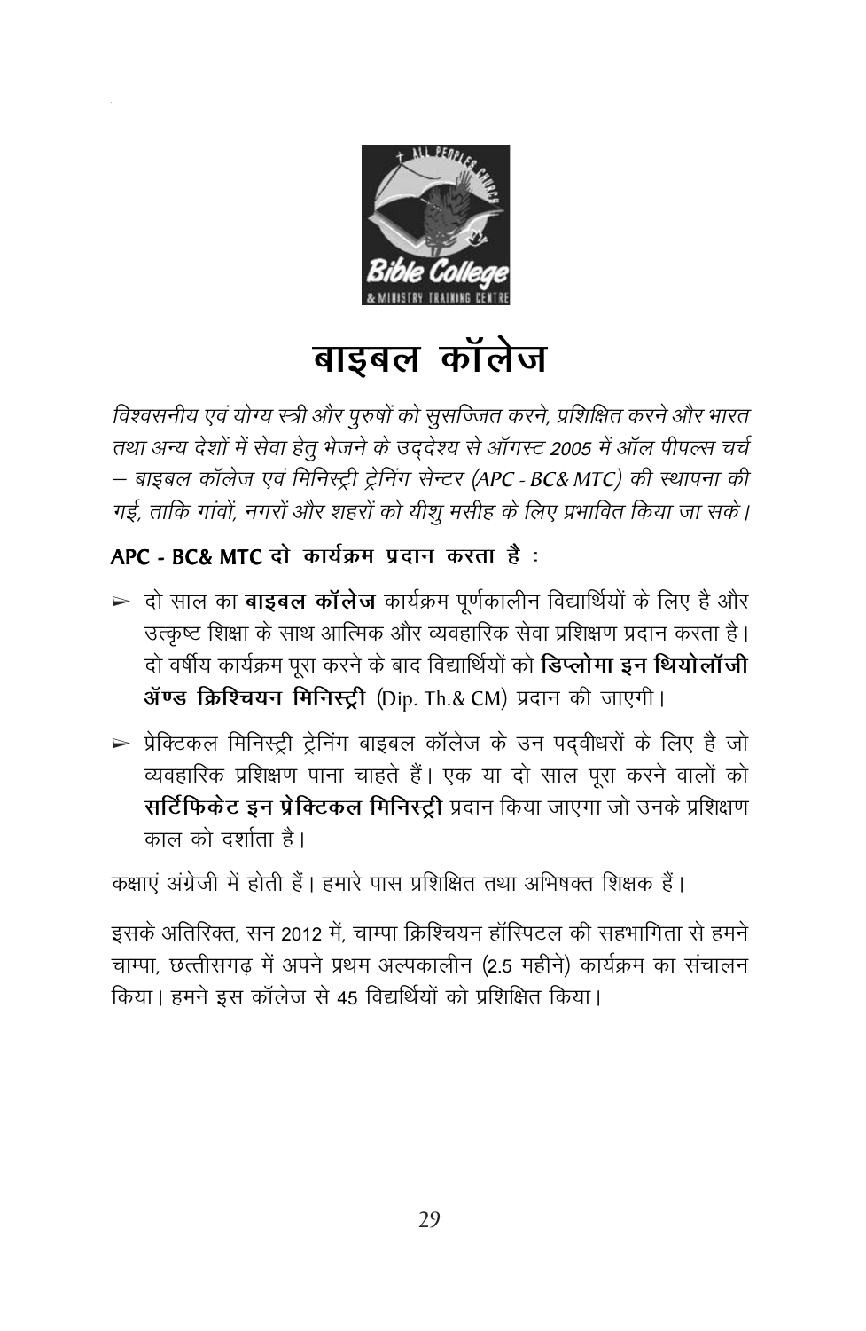# बाइबल कॉलेज

*विश्वसनीय एवं योग्य स्त्री और पुरुषों को सुसज्जित करने, प्रशिक्षित करने और भारत तथा अन्य देशों में सेवा हेतु भेजने के उद्देश्य से ऑगस्ट 2005 में ऑल पीपल्स चर्च – बाइबल कॉलेज एवं मिनिस्ट्री ट्रेनिंग सेन्टर (APC - BC& MTC) की स्थापना की गई, ताकि गांवों, नगरों और शहरों को यीशु मसीह के लिए प्रभावित किया जा सके।*

**APC - BC& MTC दो कार्यक्रम प्रदान करता है :**

- दो साल का **बाइबल कॉलेज** कार्यक्रम पूर्णकालीन विद्यार्थियों के लिए है और उत्कृष्ट शिक्षा के साथ आत्मिक और व्यवहारिक सेवा प्रशिक्षण प्रदान करता है। दो वर्षीय कार्यक्रम पूरा करने के बाद विद्यार्थियों को **डिप्लोमा इन थियोलॉजी ऑण्ड क्रिश्चियन मिनिस्ट्री** (Dip. Th.& CM) प्रदान की जाएगी।
- प्रेक्टिकल मिनिस्ट्री ट्रेनिंग बाइबल कॉलेज के उन पद्वीधरों के लिए है जो व्यवहारिक प्रशिक्षण पाना चाहते हैं। एक या दो साल पूरा करने वालों को **सर्टिफिकेट इन प्रेक्टिकल मिनिस्ट्री** प्रदान किया जाएगा जो उनके प्रशिक्षण काल को दर्शाता है।

कक्षाएं अंग्रेजी में होती हैं। हमारे पास प्रशिक्षित तथा अभिषक्त शिक्षक हैं।

इसके अतिरिक्त, सन 2012 में, चाम्पा क्रिश्चियन हॉस्पिटल की सहभागिता से हमने चाम्पा, छत्तीसगढ़ में अपने प्रथम अल्पकालीन (2.5 महीने) कार्यक्रम का संचालन किया। हमने इस कॉलेज से 45 विद्यर्थियों को प्रशिक्षित किया।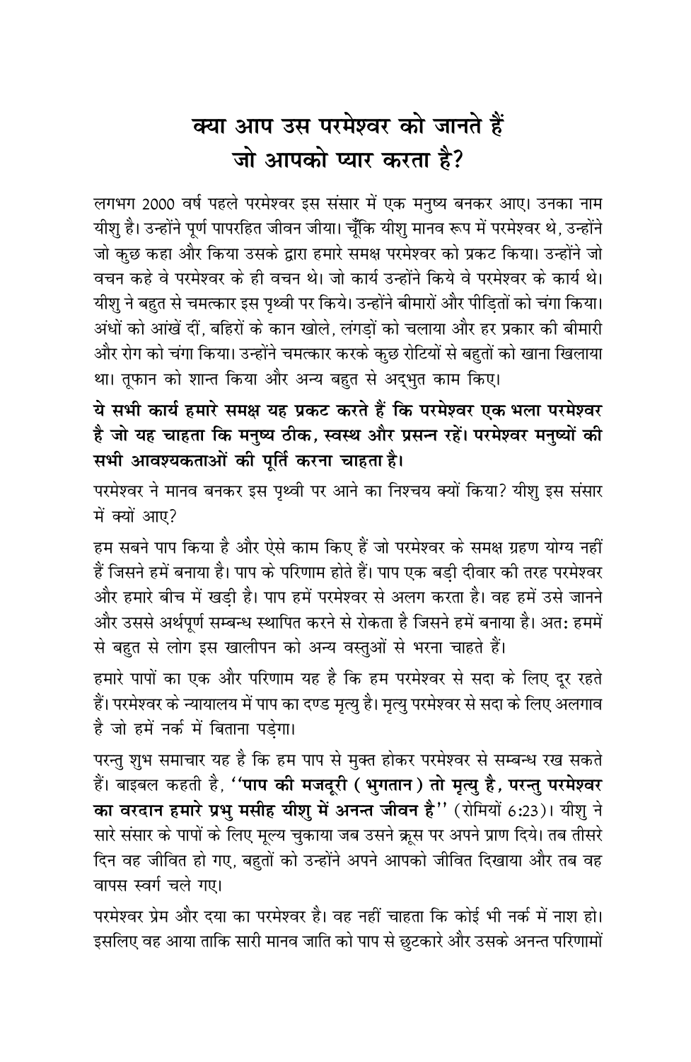# क्या आप उस परमेश्वर को जानते हैं जो आपको प्यार करता है?

लगभग 2000 वर्ष पहले परमेश्वर इस संसार में एक मनुष्य बनकर आए। उनका नाम यीशु है। उन्होंने पूर्ण पापरहित जीवन जीया। चूँकि यीशु मानव रूप में परमेश्वर थे, उन्होंने जो कुछ कहा और किया उसके द्वारा हमारे समक्ष परमेश्वर को प्रकट किया। उन्होंने जो वचन कहे वे परमेश्वर के ही वचन थे। जो कार्य उन्होंने किये वे परमेश्वर के कार्य थे। यीशु ने बहुत से चमत्कार इस पृथ्वी पर किये। उन्होंने बीमारों और पीड़ितों को चंगा किया। अंधों को आंखें दीं, बहिरों के कान खोले, लंगड़ों को चलाया और हर प्रकार की बीमारी और रोग को चंगा किया। उन्होंने चमत्कार करके कुछ रोटियों से बहुतों को खाना खिलाया था। तूफान को शान्त किया और अन्य बहुत से अद्‌भुत काम किए।

**ये सभी कार्य हमारे समक्ष यह प्रकट करते हैं कि परमेश्वर एक भला परमेश्वर है जो यह चाहता कि मनुष्य ठीक, स्वस्थ और प्रसन्न रहें। परमेश्वर मनुष्यों की सभी आवश्यकताओं की पूर्ति करना चाहता है।**

परमेश्वर ने मानव बनकर इस पृथ्वी पर आने का निश्चय क्यों किया? यीशु इस संसार में क्यों आए?

हम सबने पाप किया है और ऐसे काम किए हैं जो परमेश्वर के समक्ष ग्रहण योग्य नहीं हैं जिसने हमें बनाया है। पाप के परिणाम होते हैं। पाप एक बड़ी दीवार की तरह परमेश्वर और हमारे बीच में खड़ी है। पाप हमें परमेश्वर से अलग करता है। वह हमें उसे जानने और उससे अर्थपूर्ण सम्बन्ध स्थापित करने से रोकता है जिसने हमें बनाया है। अत: हममें से बहुत से लोग इस खालीपन को अन्य वस्तुओं से भरना चाहते हैं।

हमारे पापों का एक और परिणाम यह है कि हम परमेश्वर से सदा के लिए दूर रहते हैं। परमेश्वर के न्यायालय में पाप का दण्ड मृत्यु है। मृत्यु परमेश्वर से सदा के लिए अलगाव है जो हमें नर्क में बिताना पड़ेगा।

परन्तु शुभ समाचार यह है कि हम पाप से मुक्त होकर परमेश्वर से सम्बन्ध रख सकते हैं। बाइबल कहती है, **''पाप की मजदूरी (भुगतान) तो मृत्यु है, परन्तु परमेश्वर का वरदान हमारे प्रभु मसीह यीशु में अनन्त जीवन है''** (रोमियों 6:23)। यीशु ने सारे संसार के पापों के लिए मूल्य चुकाया जब उसने क्रूस पर अपने प्राण दिये। तब तीसरे दिन वह जीवित हो गए, बहुतों को उन्होंने अपने आपको जीवित दिखाया और तब वह वापस स्वर्ग चले गए।

परमेश्वर प्रेम और दया का परमेश्वर है। वह नहीं चाहता कि कोई भी नर्क में नाश हो। इसलिए वह आया ताकि सारी मानव जाति को पाप से छुटकारे और उसके अनन्त परिणामों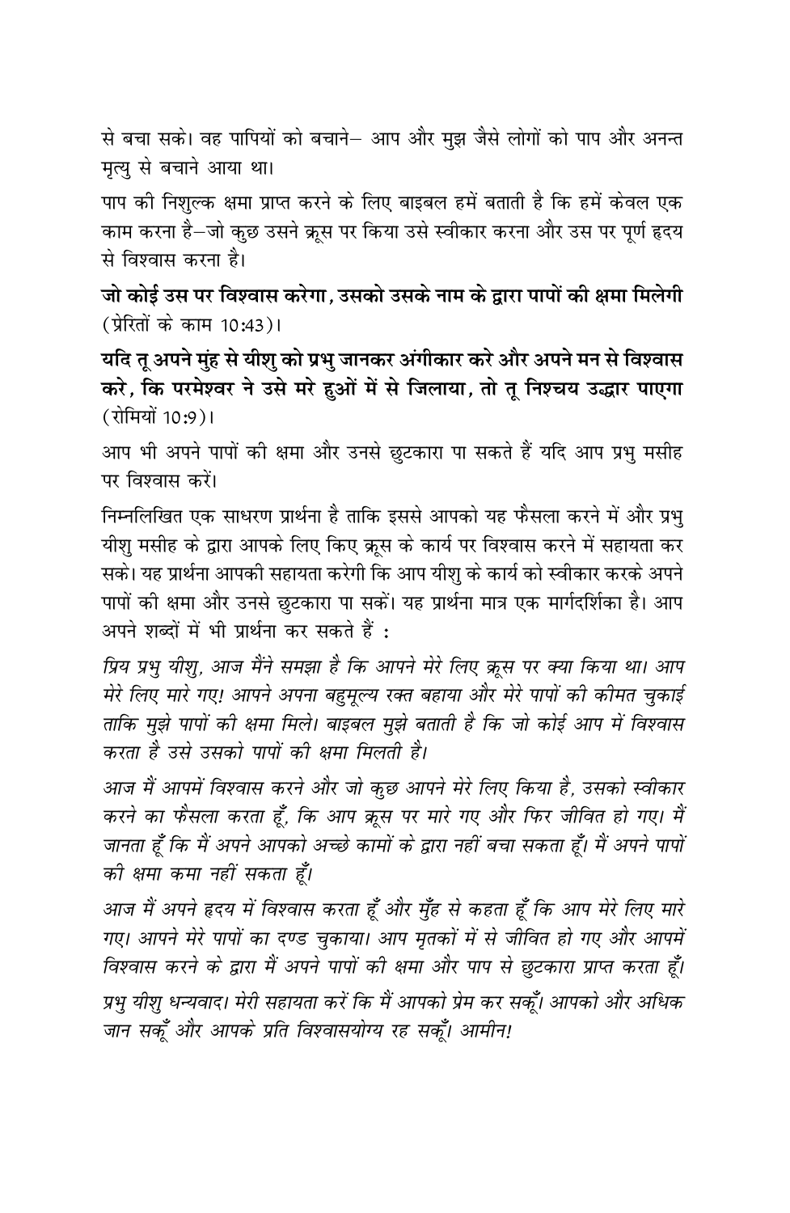से बचा सके। वह पापियों को बचाने– आप और मुझ जैसे लोगों को पाप और अनन्त मृत्यु से बचाने आया था।

पाप की निशुल्क क्षमा प्राप्त करने के लिए बाइबल हमें बताती है कि हमें केवल एक काम करना है–जो कुछ उसने क्रूस पर किया उसे स्वीकार करना और उस पर पूर्ण हृदय से विश्वास करना है।

**जो कोई उस पर विश्वास करेगा, उसको उसके नाम के द्वारा पापों की क्षमा मिलेगी** (प्रेरितों के काम 10:43)।

**यदि तू अपने मुंह से यीशु को प्रभु जानकर अंगीकार करे और अपने मन से विश्वास करे, कि परमेश्वर ने उसे मरे हुओं में से जिलाया, तो तू निश्चय उद्धार पाएगा** (रोमियों 10:9)।

आप भी अपने पापों की क्षमा और उनसे छुटकारा पा सकते हैं यदि आप प्रभु मसीह पर विश्वास करें।

निम्नलिखित एक साधरण प्रार्थना है ताकि इससे आपको यह फैसला करने में और प्रभु यीशु मसीह के द्वारा आपके लिए किए क्रूस के कार्य पर विश्वास करने में सहायता कर सके। यह प्रार्थना आपकी सहायता करेगी कि आप यीशु के कार्य को स्वीकार करके अपने पापों की क्षमा और उनसे छुटकारा पा सकें। यह प्रार्थना मात्र एक मार्गदर्शिका है। आप अपने शब्दों में भी प्रार्थना कर सकते हैं :

*प्रिय प्रभु यीशु, आज मैंने समझा है कि आपने मेरे लिए क्रूस पर क्या किया था। आप मेरे लिए मारे गए! आपने अपना बहुमूल्य रक्त बहाया और मेरे पापों की कीमत चुकाई ताकि मुझे पापों की क्षमा मिले। बाइबल मुझे बताती है कि जो कोई आप में विश्वास करता है उसे उसको पापों की क्षमा मिलती है।*

*आज मैं आपमें विश्वास करने और जो कुछ आपने मेरे लिए किया है, उसको स्वीकार करने का फैसला करता हूँ, कि आप क्रूस पर मारे गए और फिर जीवित हो गए। मैं जानता हूँ कि मैं अपने आपको अच्छे कामों के द्वारा नहीं बचा सकता हूँ। मैं अपने पापों की क्षमा कमा नहीं सकता हूँ।*

*आज मैं अपने हृदय में विश्वास करता हूँ और मुँह से कहता हूँ कि आप मेरे लिए मारे गए। आपने मेरे पापों का दण्ड चुकाया। आप मृतकों में से जीवित हो गए और आपमें विश्वास करने के द्वारा मैं अपने पापों की क्षमा और पाप से छुटकारा प्राप्त करता हूँ।*

*प्रभु यीशु धन्यवाद। मेरी सहायता करें कि मैं आपको प्रेम कर सकूँ। आपको और अधिक जान सकूँ और आपके प्रति विश्वासयोग्य रह सकूँ। आमीन!*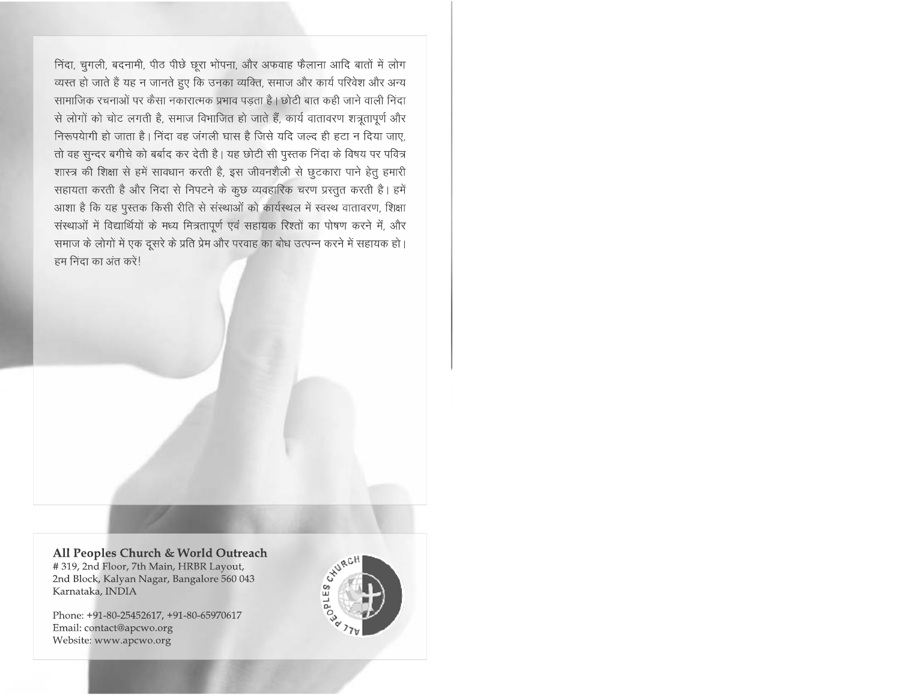निंदा, चुगली, बदनामी, पीठ पीछे छूरा भोंपना, और अफवाह फैलाना आदि बातों में लोग व्यस्त हो जाते हैं यह न जानते हुए कि उनका व्यक्ति, समाज और कार्य परिवेश और अन्य सामाजिक रचनाओं पर कैसा नकारात्मक प्रभाव पड़ता है। छोटी बात कही जाने वाली निंदा से लोगों को चोट लगती है, समाज विभाजित हो जाते हैं, कार्य वातावरण शत्रूतापूर्ण और निरूपयेागी हो जाता है। निंदा वह जंगली घास है जिसे यदि जल्द ही हटा न दिया जाए, तो वह सुन्दर बगीचे को बर्बाद कर देती है। यह छोटी सी पुस्तक निंदा के विषय पर पवित्र शास्त्र की शिक्षा से हमें सावधान करती है, इस जीवनशैली से छुटकारा पाने हेतु हमारी सहायता करती है और निंदा से निपटने के कुछ व्यवहारिक चरण प्रस्तुत करती है। हमें आशा है कि यह पुस्तक किसी रीति से संस्थाओं को कार्यस्थल में स्वस्थ वातावरण, शिक्षा संस्थाओं में विद्यार्थियों के मध्य मित्रतापूर्ण एवं सहायक रिश्तों का पोषण करने में, और समाज के लोगों में एक दूसरे के प्रति प्रेम और परवाह का बोध उत्पन्न करने में सहायक हो। हम निंदा का अंत करें!

**All Peoples Church & World Outreach**
# 319, 2nd Floor, 7th Main, HRBR Layout,
2nd Block, Kalyan Nagar, Bangalore 560 043
Karnataka, INDIA

Phone: +91-80-25452617, +91-80-65970617
Email: contact@apcwo.org
Website: www.apcwo.org